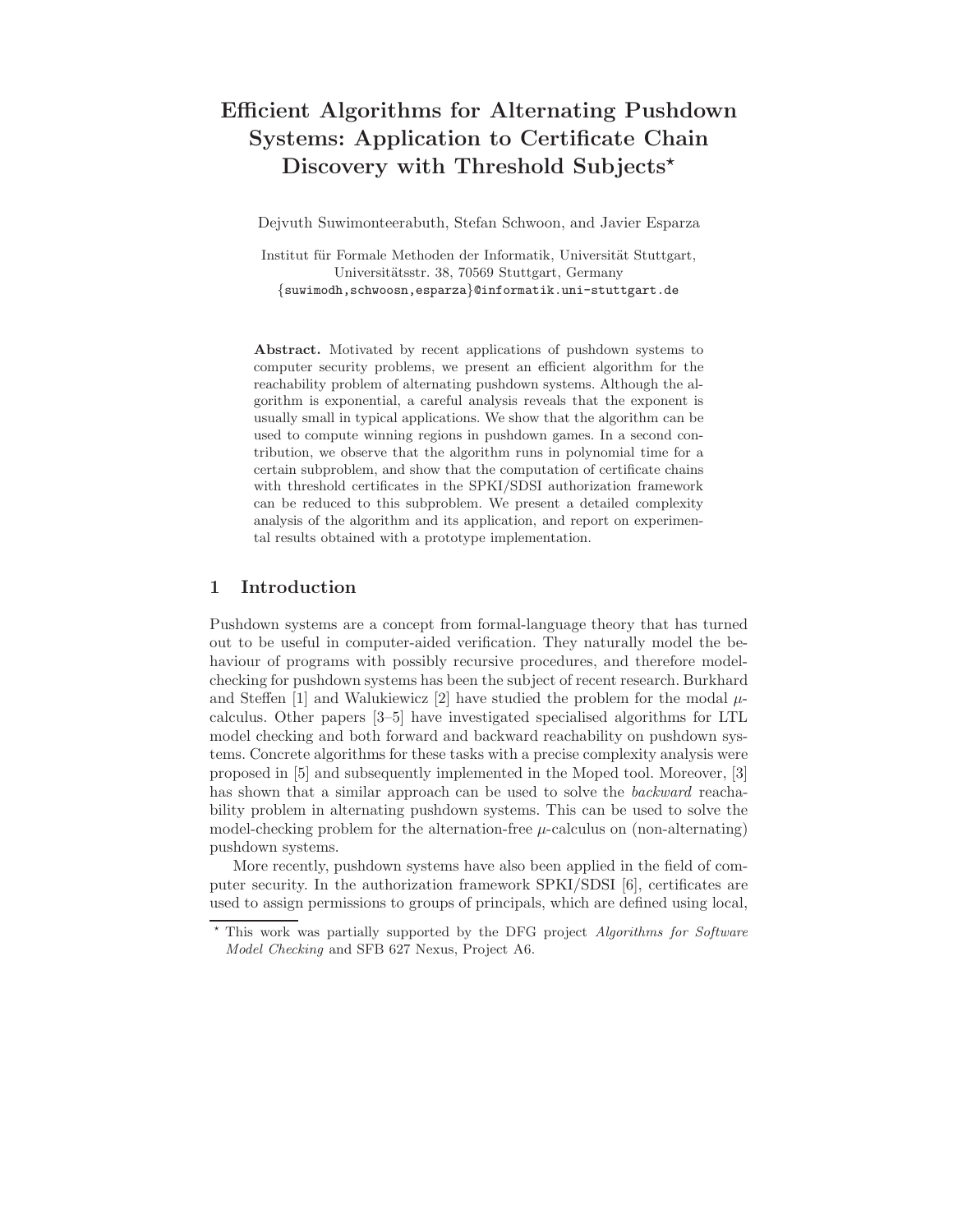# Efficient Algorithms for Alternating Pushdown Systems: Application to Certificate Chain Discovery with Threshold Subjects*

Dejvuth Suwimonteerabuth, Stefan Schwoon, and Javier Esparza

Institut für Formale Methoden der Informatik, Universität Stuttgart,
Universitätsstr. 38, 70569 Stuttgart, Germany
{suwimodh,schwoosn,esparza}@informatik.uni-stuttgart.de

**Abstract.** Motivated by recent applications of pushdown systems to computer security problems, we present an efficient algorithm for the reachability problem of alternating pushdown systems. Although the algorithm is exponential, a careful analysis reveals that the exponent is usually small in typical applications. We show that the algorithm can be used to compute winning regions in pushdown games. In a second contribution, we observe that the algorithm runs in polynomial time for a certain subproblem, and show that the computation of certificate chains with threshold certificates in the SPKI/SDSI authorization framework can be reduced to this subproblem. We present a detailed complexity analysis of the algorithm and its application, and report on experimental results obtained with a prototype implementation.

## 1 Introduction

Pushdown systems are a concept from formal-language theory that has turned out to be useful in computer-aided verification. They naturally model the behaviour of programs with possibly recursive procedures, and therefore model-checking for pushdown systems has been the subject of recent research. Burkhard and Steffen [1] and Walukiewicz [2] have studied the problem for the modal $\mu$-calculus. Other papers [3–5] have investigated specialised algorithms for LTL model checking and both forward and backward reachability on pushdown systems. Concrete algorithms for these tasks with a precise complexity analysis were proposed in [5] and subsequently implemented in the Moped tool. Moreover, [3] has shown that a similar approach can be used to solve the *backward* reachability problem in alternating pushdown systems. This can be used to solve the model-checking problem for the alternation-free $\mu$-calculus on (non-alternating) pushdown systems.

More recently, pushdown systems have also been applied in the field of computer security. In the authorization framework SPKI/SDSI [6], certificates are used to assign permissions to groups of principals, which are defined using local,

* This work was partially supported by the DFG project *Algorithms for Software Model Checking* and SFB 627 Nexus, Project A6.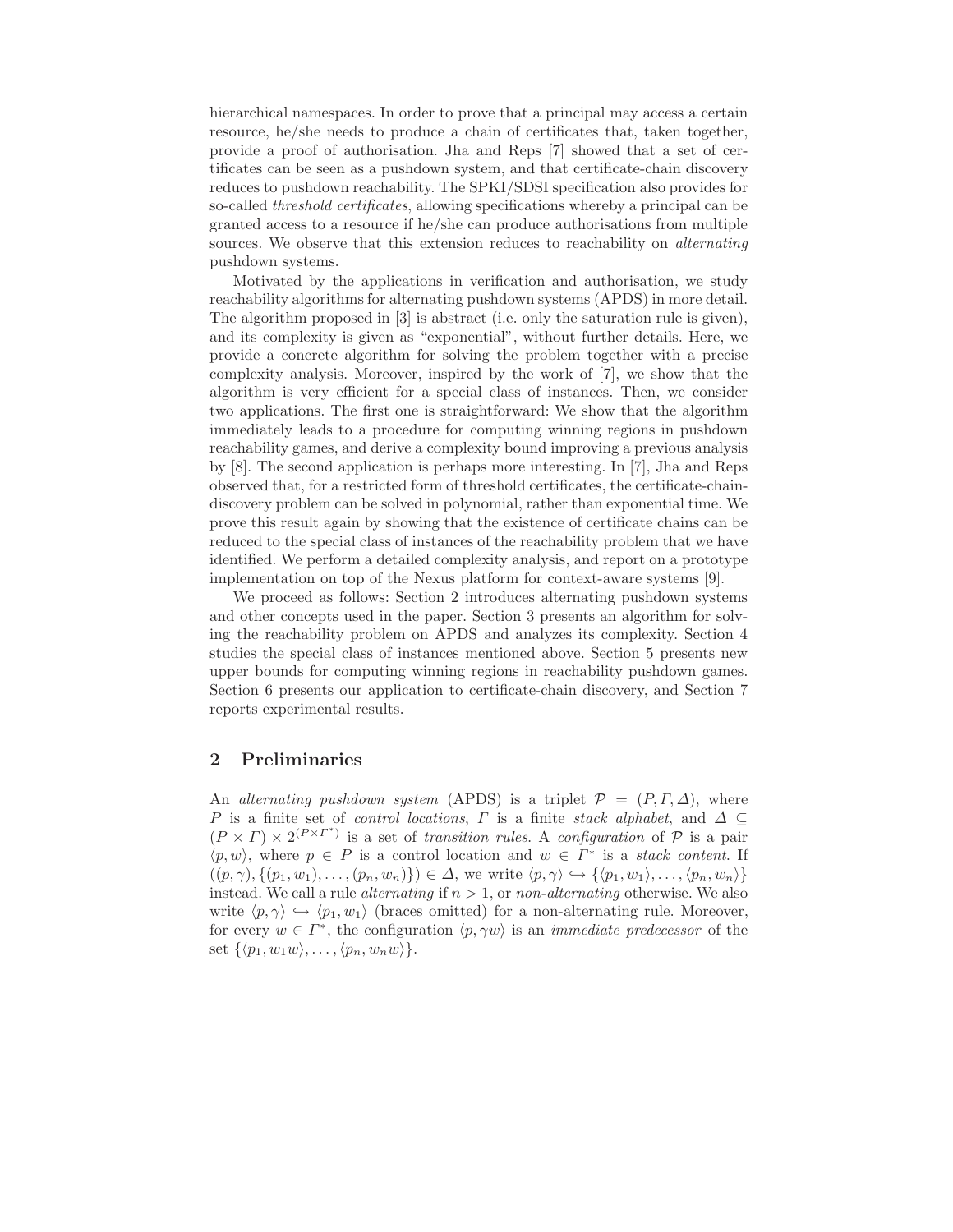hierarchical namespaces. In order to prove that a principal may access a certain resource, he/she needs to produce a chain of certificates that, taken together, provide a proof of authorisation. Jha and Reps [7] showed that a set of certificates can be seen as a pushdown system, and that certificate-chain discovery reduces to pushdown reachability. The SPKI/SDSI specification also provides for so-called *threshold certificates*, allowing specifications whereby a principal can be granted access to a resource if he/she can produce authorisations from multiple sources. We observe that this extension reduces to reachability on *alternating* pushdown systems.

Motivated by the applications in verification and authorisation, we study reachability algorithms for alternating pushdown systems (APDS) in more detail. The algorithm proposed in [3] is abstract (i.e. only the saturation rule is given), and its complexity is given as "exponential", without further details. Here, we provide a concrete algorithm for solving the problem together with a precise complexity analysis. Moreover, inspired by the work of [7], we show that the algorithm is very efficient for a special class of instances. Then, we consider two applications. The first one is straightforward: We show that the algorithm immediately leads to a procedure for computing winning regions in pushdown reachability games, and derive a complexity bound improving a previous analysis by [8]. The second application is perhaps more interesting. In [7], Jha and Reps observed that, for a restricted form of threshold certificates, the certificate-chain-discovery problem can be solved in polynomial, rather than exponential time. We prove this result again by showing that the existence of certificate chains can be reduced to the special class of instances of the reachability problem that we have identified. We perform a detailed complexity analysis, and report on a prototype implementation on top of the Nexus platform for context-aware systems [9].

We proceed as follows: Section 2 introduces alternating pushdown systems and other concepts used in the paper. Section 3 presents an algorithm for solving the reachability problem on APDS and analyzes its complexity. Section 4 studies the special class of instances mentioned above. Section 5 presents new upper bounds for computing winning regions in reachability pushdown games. Section 6 presents our application to certificate-chain discovery, and Section 7 reports experimental results.

## 2 Preliminaries

An *alternating pushdown system* (APDS) is a triplet $\mathcal{P} = (P, \Gamma, \Delta)$, where $P$ is a finite set of *control locations*, $\Gamma$ is a finite *stack alphabet*, and $\Delta \subseteq (P \times \Gamma) \times 2^{(P \times \Gamma^*)}$ is a set of *transition rules*. A *configuration* of $\mathcal{P}$ is a pair $\langle p, w \rangle$, where $p \in P$ is a control location and $w \in \Gamma^*$ is a *stack content*. If $((p, \gamma), \{(p_1, w_1), \ldots, (p_n, w_n)\}) \in \Delta$, we write $\langle p, \gamma \rangle \hookrightarrow \{\langle p_1, w_1 \rangle, \ldots, \langle p_n, w_n \rangle\}$ instead. We call a rule *alternating* if $n > 1$, or *non-alternating* otherwise. We also write $\langle p, \gamma \rangle \hookrightarrow \langle p_1, w_1 \rangle$ (braces omitted) for a non-alternating rule. Moreover, for every $w \in \Gamma^*$, the configuration $\langle p, \gamma w \rangle$ is an *immediate predecessor* of the set $\{\langle p_1, w_1 w \rangle, \ldots, \langle p_n, w_n w \rangle\}$.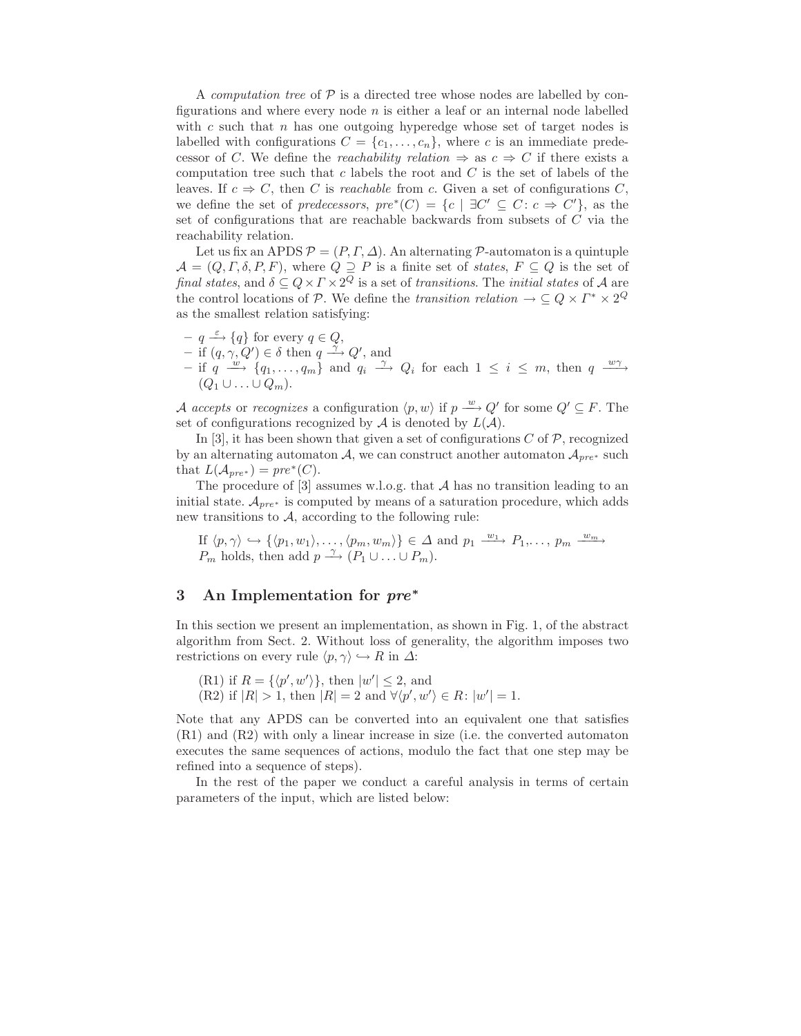A *computation tree* of $\mathcal{P}$ is a directed tree whose nodes are labelled by configurations and where every node $n$ is either a leaf or an internal node labelled with $c$ such that $n$ has one outgoing hyperedge whose set of target nodes is labelled with configurations $C = \{c_1, \ldots, c_n\}$, where $c$ is an immediate predecessor of $C$. We define the *reachability relation* $\Rightarrow$ as $c \Rightarrow C$ if there exists a computation tree such that $c$ labels the root and $C$ is the set of labels of the leaves. If $c \Rightarrow C$, then $C$ is *reachable* from $c$. Given a set of configurations $C$, we define the set of *predecessors*, $pre^*(C) = \{c \mid \exists C' \subseteq C \colon c \Rightarrow C'\}$, as the set of configurations that are reachable backwards from subsets of $C$ via the reachability relation.

Let us fix an APDS $\mathcal{P} = (P, \Gamma, \Delta)$. An alternating $\mathcal{P}$-automaton is a quintuple $\mathcal{A} = (Q, \Gamma, \delta, P, F)$, where $Q \supseteq P$ is a finite set of *states*, $F \subseteq Q$ is the set of *final states*, and $\delta \subseteq Q \times \Gamma \times 2^Q$ is a set of *transitions*. The *initial states* of $\mathcal{A}$ are the control locations of $\mathcal{P}$. We define the *transition relation* $\rightarrow \subseteq Q \times \Gamma^* \times 2^Q$ as the smallest relation satisfying:

- $q \xrightarrow{\varepsilon} \{q\}$ for every $q \in Q$,
- if $(q, \gamma, Q') \in \delta$ then $q \xrightarrow{\gamma} Q'$, and
- if $q \xrightarrow{w} \{q_1, \ldots, q_m\}$ and $q_i \xrightarrow{\gamma} Q_i$ for each $1 \leq i \leq m$, then $q \xrightarrow{w\gamma} (Q_1 \cup \ldots \cup Q_m)$.

$\mathcal{A}$ *accepts* or *recognizes* a configuration $\langle p, w \rangle$ if $p \xrightarrow{w} Q'$ for some $Q' \subseteq F$. The set of configurations recognized by $\mathcal{A}$ is denoted by $L(\mathcal{A})$.

In [3], it has been shown that given a set of configurations $C$ of $\mathcal{P}$, recognized by an alternating automaton $\mathcal{A}$, we can construct another automaton $\mathcal{A}_{pre^*}$ such that $L(\mathcal{A}_{pre^*}) = pre^*(C)$.

The procedure of [3] assumes w.l.o.g. that $\mathcal{A}$ has no transition leading to an initial state. $\mathcal{A}_{pre^*}$ is computed by means of a saturation procedure, which adds new transitions to $\mathcal{A}$, according to the following rule:

If $\langle p, \gamma \rangle \hookrightarrow \{\langle p_1, w_1 \rangle, \ldots, \langle p_m, w_m \rangle\} \in \Delta$ and $p_1 \xrightarrow{w_1} P_1, \ldots, p_m \xrightarrow{w_m} P_m$ holds, then add $p \xrightarrow{\gamma} (P_1 \cup \ldots \cup P_m)$.

## 3 An Implementation for *pre*\*

In this section we present an implementation, as shown in Fig. 1, of the abstract algorithm from Sect. 2. Without loss of generality, the algorithm imposes two restrictions on every rule $\langle p, \gamma \rangle \hookrightarrow R$ in $\Delta$:

(R1) if $R = \{\langle p', w' \rangle\}$, then $|w'| \leq 2$, and
(R2) if $|R| > 1$, then $|R| = 2$ and $\forall \langle p', w' \rangle \in R \colon |w'| = 1$.

Note that any APDS can be converted into an equivalent one that satisfies (R1) and (R2) with only a linear increase in size (i.e. the converted automaton executes the same sequences of actions, modulo the fact that one step may be refined into a sequence of steps).

In the rest of the paper we conduct a careful analysis in terms of certain parameters of the input, which are listed below: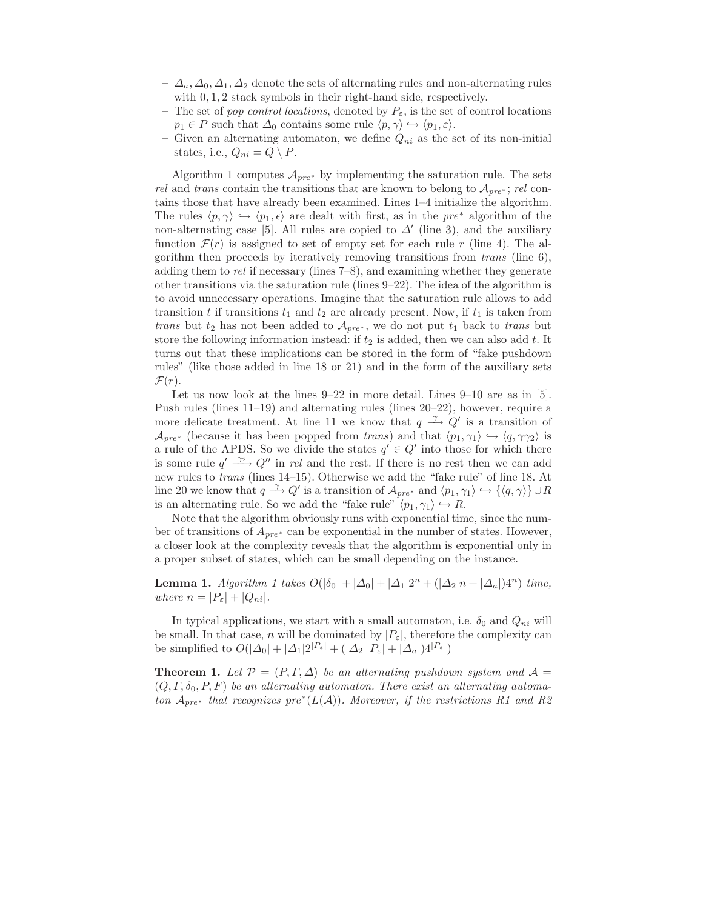- $\Delta_a, \Delta_0, \Delta_1, \Delta_2$ denote the sets of alternating rules and non-alternating rules with $0, 1, 2$ stack symbols in their right-hand side, respectively.
- The set of *pop control locations*, denoted by $P_\varepsilon$, is the set of control locations $p_1 \in P$ such that $\Delta_0$ contains some rule $\langle p, \gamma \rangle \hookrightarrow \langle p_1, \varepsilon \rangle$.
- Given an alternating automaton, we define $Q_{ni}$ as the set of its non-initial states, i.e., $Q_{ni} = Q \setminus P$.

Algorithm 1 computes $\mathcal{A}_{pre^*}$ by implementing the saturation rule. The sets *rel* and *trans* contain the transitions that are known to belong to $\mathcal{A}_{pre^*}$; *rel* contains those that have already been examined. Lines 1–4 initialize the algorithm. The rules $\langle p, \gamma \rangle \hookrightarrow \langle p_1, \epsilon \rangle$ are dealt with first, as in the $pre^*$ algorithm of the non-alternating case [5]. All rules are copied to $\Delta'$ (line 3), and the auxiliary function $\mathcal{F}(r)$ is assigned to set of empty set for each rule $r$ (line 4). The algorithm then proceeds by iteratively removing transitions from *trans* (line 6), adding them to *rel* if necessary (lines 7–8), and examining whether they generate other transitions via the saturation rule (lines 9–22). The idea of the algorithm is to avoid unnecessary operations. Imagine that the saturation rule allows to add transition $t$ if transitions $t_1$ and $t_2$ are already present. Now, if $t_1$ is taken from *trans* but $t_2$ has not been added to $\mathcal{A}_{pre^*}$, we do not put $t_1$ back to *trans* but store the following information instead: if $t_2$ is added, then we can also add $t$. It turns out that these implications can be stored in the form of "fake pushdown rules" (like those added in line 18 or 21) and in the form of the auxiliary sets $\mathcal{F}(r)$.

Let us now look at the lines 9–22 in more detail. Lines 9–10 are as in [5]. Push rules (lines 11–19) and alternating rules (lines 20–22), however, require a more delicate treatment. At line 11 we know that $q \xrightarrow{\gamma} Q'$ is a transition of $\mathcal{A}_{pre^*}$ (because it has been popped from *trans*) and that $\langle p_1, \gamma_1 \rangle \hookrightarrow \langle q, \gamma\gamma_2 \rangle$ is a rule of the APDS. So we divide the states $q' \in Q'$ into those for which there is some rule $q' \xrightarrow{\gamma_2} Q''$ in *rel* and the rest. If there is no rest then we can add new rules to *trans* (lines 14–15). Otherwise we add the "fake rule" of line 18. At line 20 we know that $q \xrightarrow{\gamma} Q'$ is a transition of $\mathcal{A}_{pre^*}$ and $\langle p_1, \gamma_1 \rangle \hookrightarrow \{\langle q, \gamma \rangle\} \cup R$ is an alternating rule. So we add the "fake rule" $\langle p_1, \gamma_1 \rangle \hookrightarrow R$.

Note that the algorithm obviously runs with exponential time, since the number of transitions of $A_{pre^*}$ can be exponential in the number of states. However, a closer look at the complexity reveals that the algorithm is exponential only in a proper subset of states, which can be small depending on the instance.

**Lemma 1.** *Algorithm 1 takes* $O(|\delta_0| + |\Delta_0| + |\Delta_1|2^n + (|\Delta_2|n + |\Delta_a|)4^n)$ *time, where* $n = |P_\varepsilon| + |Q_{ni}|$.

In typical applications, we start with a small automaton, i.e. $\delta_0$ and $Q_{ni}$ will be small. In that case, $n$ will be dominated by $|P_\varepsilon|$, therefore the complexity can be simplified to $O(|\Delta_0| + |\Delta_1|2^{|P_\varepsilon|} + (|\Delta_2||P_\varepsilon| + |\Delta_a|)4^{|P_\varepsilon|})$

**Theorem 1.** *Let* $\mathcal{P} = (P, \Gamma, \Delta)$ *be an alternating pushdown system and* $\mathcal{A} = (Q, \Gamma, \delta_0, P, F)$ *be an alternating automaton. There exist an alternating automaton* $\mathcal{A}_{pre^*}$ *that recognizes* $pre^*(L(\mathcal{A}))$*. Moreover, if the restrictions R1 and R2*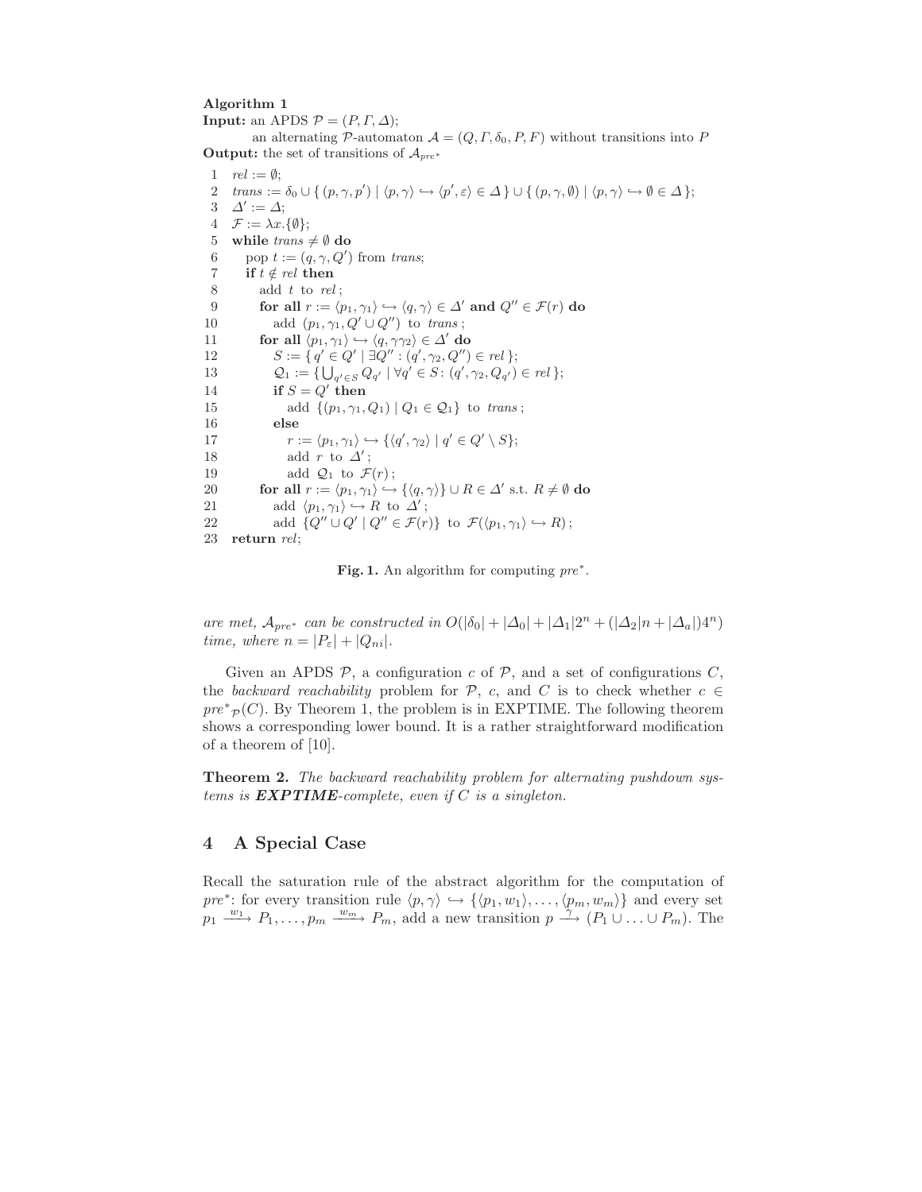**Algorithm 1**

**Input:** an APDS $\mathcal{P} = (P, \Gamma, \Delta)$;

an alternating $\mathcal{P}$-automaton $\mathcal{A} = (Q, \Gamma, \delta_0, P, F)$ without transitions into $P$

**Output:** the set of transitions of $\mathcal{A}_{pre^*}$

```
 1  rel := ∅;
 2  trans := δ0 ∪ { (p, γ, p') | ⟨p, γ⟩ ↪ ⟨p', ε⟩ ∈ Δ } ∪ { (p, γ, ∅) | ⟨p, γ⟩ ↪ ∅ ∈ Δ };
 3  Δ' := Δ;
 4  F := λx.{∅};
 5  while trans ≠ ∅ do
 6     pop t := (q, γ, Q') from trans;
 7     if t ∉ rel then
 8        add t to rel;
 9        for all r := ⟨p1, γ1⟩ ↪ ⟨q, γ⟩ ∈ Δ' and Q'' ∈ F(r) do
10           add (p1, γ1, Q' ∪ Q'') to trans;
11        for all ⟨p1, γ1⟩ ↪ ⟨q, γγ2⟩ ∈ Δ' do
12           S := { q' ∈ Q' | ∃Q'' : (q', γ2, Q'') ∈ rel };
13           Q1 := { ⋃_{q'∈S} Q_{q'} | ∀q' ∈ S : (q', γ2, Q_{q'}) ∈ rel };
14           if S = Q' then
15              add {(p1, γ1, Q1) | Q1 ∈ Q1} to trans;
16           else
17              r := ⟨p1, γ1⟩ ↪ {⟨q', γ2⟩ | q' ∈ Q' \ S};
18              add r to Δ';
19              add Q1 to F(r);
20        for all r := ⟨p1, γ1⟩ ↪ {⟨q, γ⟩} ∪ R ∈ Δ' s.t. R ≠ ∅ do
21           add ⟨p1, γ1⟩ ↪ R to Δ';
22           add {Q'' ∪ Q' | Q'' ∈ F(r)} to F(⟨p1, γ1⟩ ↪ R);
23  return rel;
```

**Fig. 1.** An algorithm for computing $pre^*$.

*are met, $\mathcal{A}_{pre^*}$ can be constructed in $O(|\delta_0| + |\Delta_0| + |\Delta_1| 2^n + (|\Delta_2| n + |\Delta_a|) 4^n)$ time, where $n = |P_\varepsilon| + |Q_{ni}|$.*

Given an APDS $\mathcal{P}$, a configuration $c$ of $\mathcal{P}$, and a set of configurations $C$, the *backward reachability* problem for $\mathcal{P}$, $c$, and $C$ is to check whether $c \in pre^*_{\mathcal{P}}(C)$. By Theorem 1, the problem is in EXPTIME. The following theorem shows a corresponding lower bound. It is a rather straightforward modification of a theorem of [10].

**Theorem 2.** *The backward reachability problem for alternating pushdown systems is* ***EXPTIME****-complete, even if $C$ is a singleton.*

## 4 A Special Case

Recall the saturation rule of the abstract algorithm for the computation of $pre^*$: for every transition rule $\langle p, \gamma \rangle \hookrightarrow \{\langle p_1, w_1 \rangle, \ldots, \langle p_m, w_m \rangle\}$ and every set $p_1 \xrightarrow{w_1} P_1, \ldots, p_m \xrightarrow{w_m} P_m$, add a new transition $p \xrightarrow{\gamma} (P_1 \cup \ldots \cup P_m)$. The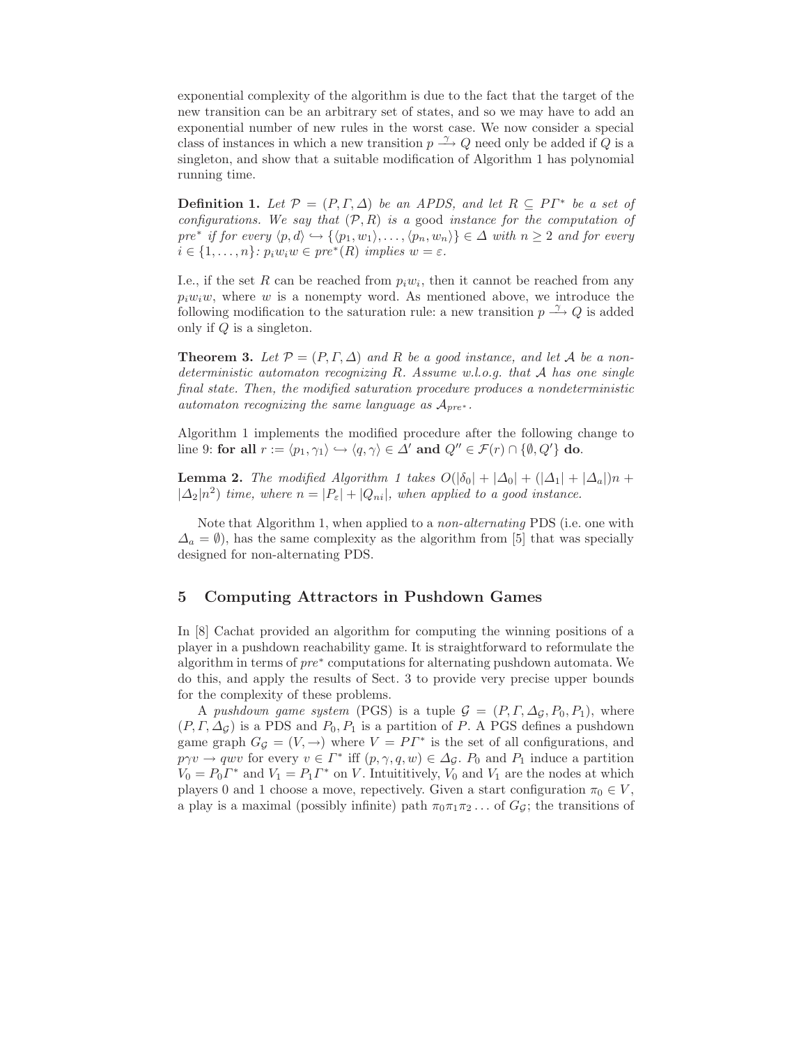exponential complexity of the algorithm is due to the fact that the target of the new transition can be an arbitrary set of states, and so we may have to add an exponential number of new rules in the worst case. We now consider a special class of instances in which a new transition $p \xrightarrow{\gamma} Q$ need only be added if $Q$ is a singleton, and show that a suitable modification of Algorithm 1 has polynomial running time.

**Definition 1.** *Let $\mathcal{P} = (P, \Gamma, \Delta)$ be an APDS, and let $R \subseteq P\Gamma^*$ be a set of configurations. We say that $(\mathcal{P}, R)$ is a* good *instance for the computation of $pre^*$ if for every $\langle p, d\rangle \hookrightarrow \{\langle p_1, w_1\rangle, \ldots, \langle p_n, w_n\rangle\} \in \Delta$ with $n \geq 2$ and for every $i \in \{1, \ldots, n\}$: $p_i w_i w \in pre^*(R)$ implies $w = \varepsilon$.*

I.e., if the set $R$ can be reached from $p_i w_i$, then it cannot be reached from any $p_i w_i w$, where $w$ is a nonempty word. As mentioned above, we introduce the following modification to the saturation rule: a new transition $p \xrightarrow{\gamma} Q$ is added only if $Q$ is a singleton.

**Theorem 3.** *Let $\mathcal{P} = (P, \Gamma, \Delta)$ and $R$ be a good instance, and let $\mathcal{A}$ be a non-deterministic automaton recognizing $R$. Assume w.l.o.g. that $\mathcal{A}$ has one single final state. Then, the modified saturation procedure produces a nondeterministic automaton recognizing the same language as $\mathcal{A}_{pre^*}$.*

Algorithm 1 implements the modified procedure after the following change to line 9: **for all** $r := \langle p_1, \gamma_1\rangle \hookrightarrow \langle q, \gamma\rangle \in \Delta'$ **and** $Q'' \in \mathcal{F}(r) \cap \{\emptyset, Q'\}$ **do**.

**Lemma 2.** *The modified Algorithm 1 takes $O(|\delta_0| + |\Delta_0| + (|\Delta_1| + |\Delta_a|)n + |\Delta_2|n^2)$ time, where $n = |P_\varepsilon| + |Q_{ni}|$, when applied to a good instance.*

Note that Algorithm 1, when applied to a *non-alternating* PDS (i.e. one with $\Delta_a = \emptyset$), has the same complexity as the algorithm from [5] that was specially designed for non-alternating PDS.

## 5 Computing Attractors in Pushdown Games

In [8] Cachat provided an algorithm for computing the winning positions of a player in a pushdown reachability game. It is straightforward to reformulate the algorithm in terms of $pre^*$ computations for alternating pushdown automata. We do this, and apply the results of Sect. 3 to provide very precise upper bounds for the complexity of these problems.

A *pushdown game system* (PGS) is a tuple $\mathcal{G} = (P, \Gamma, \Delta_{\mathcal{G}}, P_0, P_1)$, where $(P, \Gamma, \Delta_{\mathcal{G}})$ is a PDS and $P_0, P_1$ is a partition of $P$. A PGS defines a pushdown game graph $G_{\mathcal{G}} = (V, \rightarrow)$ where $V = P\Gamma^*$ is the set of all configurations, and $p\gamma v \rightarrow qwv$ for every $v \in \Gamma^*$ iff $(p, \gamma, q, w) \in \Delta_{\mathcal{G}}$. $P_0$ and $P_1$ induce a partition $V_0 = P_0\Gamma^*$ and $V_1 = P_1\Gamma^*$ on $V$. Intuititively, $V_0$ and $V_1$ are the nodes at which players 0 and 1 choose a move, repectively. Given a start configuration $\pi_0 \in V$, a play is a maximal (possibly infinite) path $\pi_0\pi_1\pi_2\ldots$ of $G_{\mathcal{G}}$; the transitions of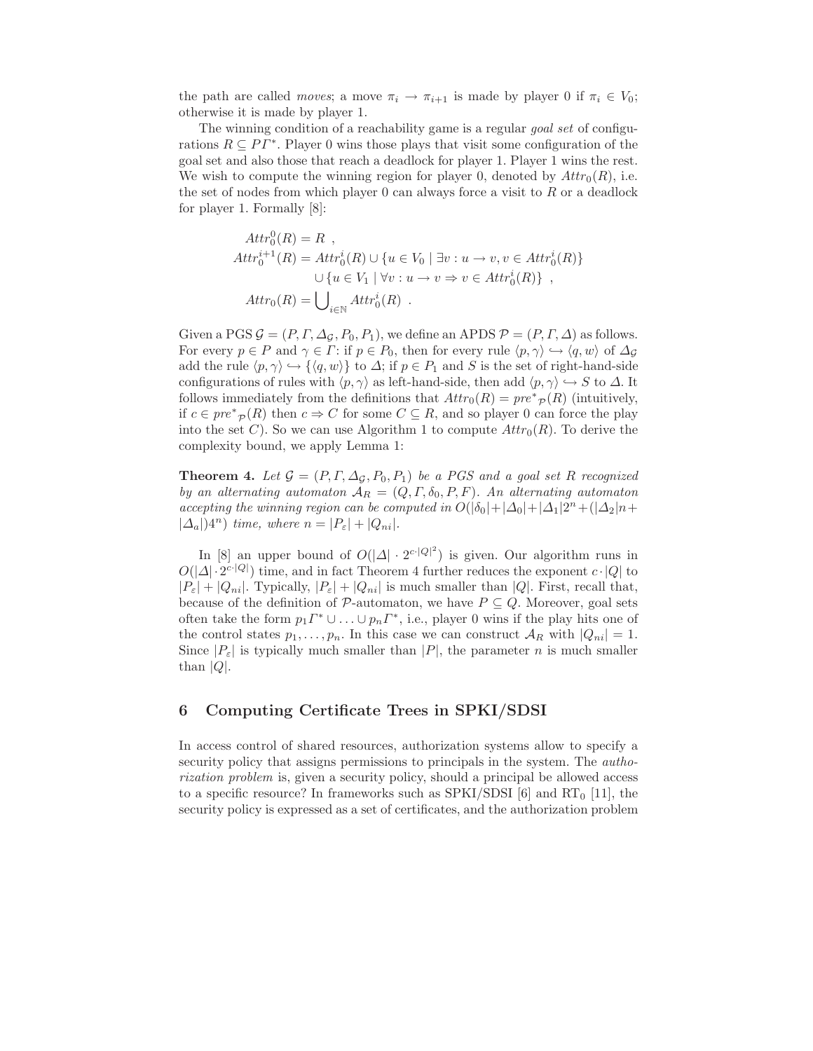the path are called *moves*; a move $\pi_i \to \pi_{i+1}$ is made by player 0 if $\pi_i \in V_0$; otherwise it is made by player 1.

The winning condition of a reachability game is a regular *goal set* of configurations $R \subseteq P\Gamma^*$. Player 0 wins those plays that visit some configuration of the goal set and also those that reach a deadlock for player 1. Player 1 wins the rest. We wish to compute the winning region for player 0, denoted by $Attr_0(R)$, i.e. the set of nodes from which player 0 can always force a visit to $R$ or a deadlock for player 1. Formally [8]:

$$
\begin{aligned}
Attr_0^0(R) &= R \ , \\
Attr_0^{i+1}(R) &= Attr_0^i(R) \cup \{u \in V_0 \mid \exists v : u \to v, v \in Attr_0^i(R)\} \\
&\quad \cup \{u \in V_1 \mid \forall v : u \to v \Rightarrow v \in Attr_0^i(R)\} \ , \\
Attr_0(R) &= \bigcup_{i \in \mathbb{N}} Attr_0^i(R) \ .
\end{aligned}
$$

Given a PGS $\mathcal{G} = (P, \Gamma, \Delta_{\mathcal{G}}, P_0, P_1)$, we define an APDS $\mathcal{P} = (P, \Gamma, \Delta)$ as follows. For every $p \in P$ and $\gamma \in \Gamma$: if $p \in P_0$, then for every rule $\langle p, \gamma \rangle \hookrightarrow \langle q, w \rangle$ of $\Delta_{\mathcal{G}}$ add the rule $\langle p, \gamma \rangle \hookrightarrow \{\langle q, w \rangle\}$ to $\Delta$; if $p \in P_1$ and $S$ is the set of right-hand-side configurations of rules with $\langle p, \gamma \rangle$ as left-hand-side, then add $\langle p, \gamma \rangle \hookrightarrow S$ to $\Delta$. It follows immediately from the definitions that $Attr_0(R) = pre^*_{\mathcal{P}}(R)$ (intuitively, if $c \in pre^*_{\mathcal{P}}(R)$ then $c \Rightarrow C$ for some $C \subseteq R$, and so player 0 can force the play into the set $C$). So we can use Algorithm 1 to compute $Attr_0(R)$. To derive the complexity bound, we apply Lemma 1:

**Theorem 4.** *Let $\mathcal{G} = (P, \Gamma, \Delta_{\mathcal{G}}, P_0, P_1)$ be a PGS and a goal set $R$ recognized by an alternating automaton $\mathcal{A}_R = (Q, \Gamma, \delta_0, P, F)$. An alternating automaton accepting the winning region can be computed in $O(|\delta_0| + |\Delta_0| + |\Delta_1| 2^n + (|\Delta_2| n + |\Delta_a|) 4^n)$ time, where $n = |P_\varepsilon| + |Q_{ni}|$.*

In [8] an upper bound of $O(|\Delta| \cdot 2^{c \cdot |Q|^2})$ is given. Our algorithm runs in $O(|\Delta| \cdot 2^{c \cdot |Q|})$ time, and in fact Theorem 4 further reduces the exponent $c \cdot |Q|$ to $|P_\varepsilon| + |Q_{ni}|$. Typically, $|P_\varepsilon| + |Q_{ni}|$ is much smaller than $|Q|$. First, recall that, because of the definition of $\mathcal{P}$-automaton, we have $P \subseteq Q$. Moreover, goal sets often take the form $p_1 \Gamma^* \cup \ldots \cup p_n \Gamma^*$, i.e., player 0 wins if the play hits one of the control states $p_1, \ldots, p_n$. In this case we can construct $\mathcal{A}_R$ with $|Q_{ni}| = 1$. Since $|P_\varepsilon|$ is typically much smaller than $|P|$, the parameter $n$ is much smaller than $|Q|$.

## 6 Computing Certificate Trees in SPKI/SDSI

In access control of shared resources, authorization systems allow to specify a security policy that assigns permissions to principals in the system. The *authorization problem* is, given a security policy, should a principal be allowed access to a specific resource? In frameworks such as SPKI/SDSI [6] and $\text{RT}_0$ [11], the security policy is expressed as a set of certificates, and the authorization problem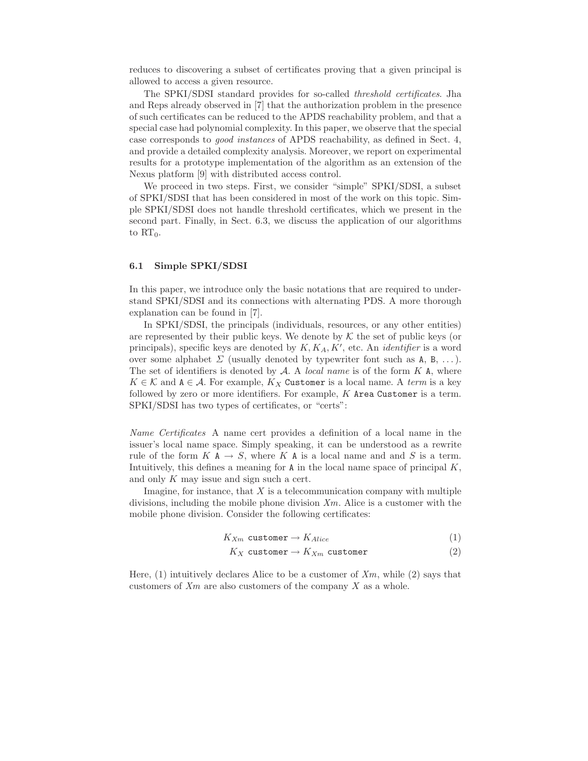reduces to discovering a subset of certificates proving that a given principal is allowed to access a given resource.

The SPKI/SDSI standard provides for so-called *threshold certificates*. Jha and Reps already observed in [7] that the authorization problem in the presence of such certificates can be reduced to the APDS reachability problem, and that a special case had polynomial complexity. In this paper, we observe that the special case corresponds to *good instances* of APDS reachability, as defined in Sect. 4, and provide a detailed complexity analysis. Moreover, we report on experimental results for a prototype implementation of the algorithm as an extension of the Nexus platform [9] with distributed access control.

We proceed in two steps. First, we consider "simple" SPKI/SDSI, a subset of SPKI/SDSI that has been considered in most of the work on this topic. Simple SPKI/SDSI does not handle threshold certificates, which we present in the second part. Finally, in Sect. 6.3, we discuss the application of our algorithms to $\mathrm{RT}_0$.

### 6.1 Simple SPKI/SDSI

In this paper, we introduce only the basic notations that are required to understand SPKI/SDSI and its connections with alternating PDS. A more thorough explanation can be found in [7].

In SPKI/SDSI, the principals (individuals, resources, or any other entities) are represented by their public keys. We denote by $\mathcal{K}$ the set of public keys (or principals), specific keys are denoted by $K, K_A, K'$, etc. An *identifier* is a word over some alphabet $\Sigma$ (usually denoted by typewriter font such as $\mathtt{A}$, $\mathtt{B}$, ...). The set of identifiers is denoted by $\mathcal{A}$. A *local name* is of the form $K\ \mathtt{A}$, where $K \in \mathcal{K}$ and $\mathtt{A} \in \mathcal{A}$. For example, $K_X\ \mathtt{Customer}$ is a local name. A *term* is a key followed by zero or more identifiers. For example, $K\ \mathtt{Area}\ \mathtt{Customer}$ is a term. SPKI/SDSI has two types of certificates, or "certs":

*Name Certificates* A name cert provides a definition of a local name in the issuer's local name space. Simply speaking, it can be understood as a rewrite rule of the form $K\ \mathtt{A} \to S$, where $K\ \mathtt{A}$ is a local name and and $S$ is a term. Intuitively, this defines a meaning for $\mathtt{A}$ in the local name space of principal $K$, and only $K$ may issue and sign such a cert.

Imagine, for instance, that $X$ is a telecommunication company with multiple divisions, including the mobile phone division $Xm$. Alice is a customer with the mobile phone division. Consider the following certificates:

$$K_{Xm}\ \mathtt{customer} \to K_{Alice} \tag{1}$$

$$K_X\ \mathtt{customer} \to K_{Xm}\ \mathtt{customer} \tag{2}$$

Here, (1) intuitively declares Alice to be a customer of $Xm$, while (2) says that customers of $Xm$ are also customers of the company $X$ as a whole.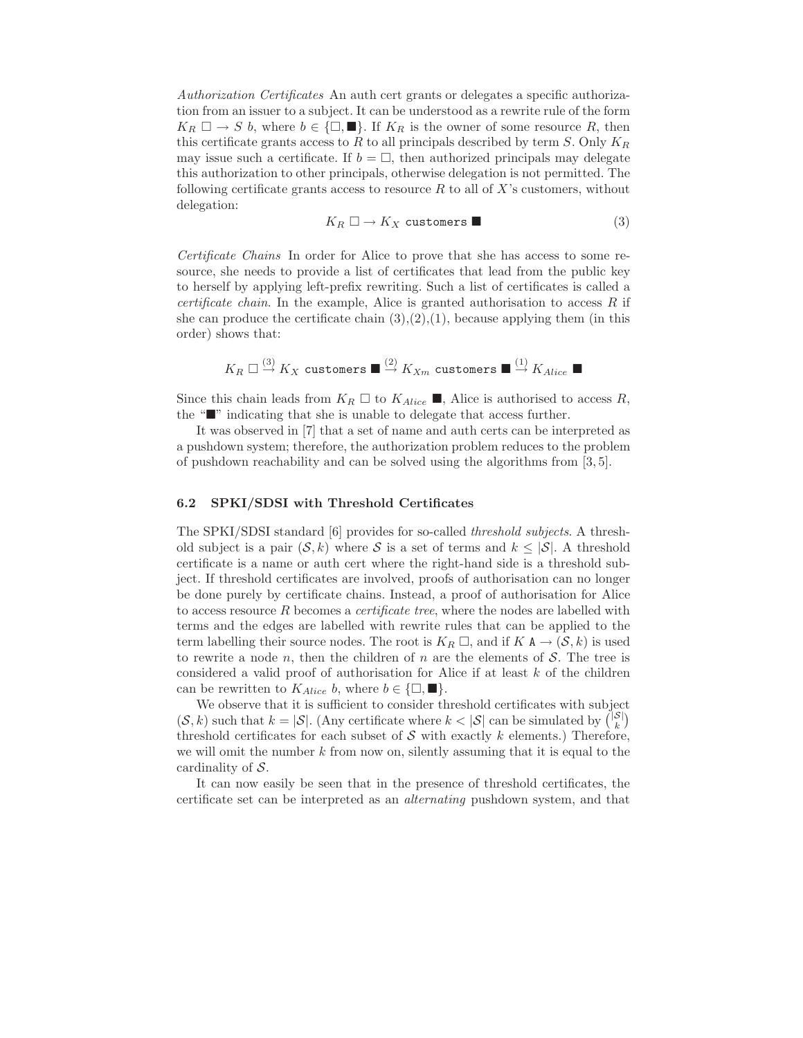*Authorization Certificates* An auth cert grants or delegates a specific authorization from an issuer to a subject. It can be understood as a rewrite rule of the form $K_R \ \square \to S\ b$, where $b \in \{\square, \blacksquare\}$. If $K_R$ is the owner of some resource $R$, then this certificate grants access to $R$ to all principals described by term $S$. Only $K_R$ may issue such a certificate. If $b = \square$, then authorized principals may delegate this authorization to other principals, otherwise delegation is not permitted. The following certificate grants access to resource $R$ to all of $X$'s customers, without delegation:

$$K_R\ \square \to K_X\ \texttt{customers}\ \blacksquare \tag{3}$$

*Certificate Chains* In order for Alice to prove that she has access to some resource, she needs to provide a list of certificates that lead from the public key to herself by applying left-prefix rewriting. Such a list of certificates is called a *certificate chain*. In the example, Alice is granted authorisation to access $R$ if she can produce the certificate chain (3),(2),(1), because applying them (in this order) shows that:

$$K_R\ \square \stackrel{(3)}{\to} K_X\ \texttt{customers}\ \blacksquare \stackrel{(2)}{\to} K_{Xm}\ \texttt{customers}\ \blacksquare \stackrel{(1)}{\to} K_{Alice}\ \blacksquare$$

Since this chain leads from $K_R\ \square$ to $K_{Alice}\ \blacksquare$, Alice is authorised to access $R$, the "$\blacksquare$" indicating that she is unable to delegate that access further.

It was observed in [7] that a set of name and auth certs can be interpreted as a pushdown system; therefore, the authorization problem reduces to the problem of pushdown reachability and can be solved using the algorithms from [3, 5].

### 6.2 SPKI/SDSI with Threshold Certificates

The SPKI/SDSI standard [6] provides for so-called *threshold subjects*. A threshold subject is a pair $(\mathcal{S}, k)$ where $\mathcal{S}$ is a set of terms and $k \leq |\mathcal{S}|$. A threshold certificate is a name or auth cert where the right-hand side is a threshold subject. If threshold certificates are involved, proofs of authorisation can no longer be done purely by certificate chains. Instead, a proof of authorisation for Alice to access resource $R$ becomes a *certificate tree*, where the nodes are labelled with terms and the edges are labelled with rewrite rules that can be applied to the term labelling their source nodes. The root is $K_R\ \square$, and if $K\ \mathtt{A} \to (\mathcal{S}, k)$ is used to rewrite a node $n$, then the children of $n$ are the elements of $\mathcal{S}$. The tree is considered a valid proof of authorisation for Alice if at least $k$ of the children can be rewritten to $K_{Alice}\ b$, where $b \in \{\square, \blacksquare\}$.

We observe that it is sufficient to consider threshold certificates with subject $(\mathcal{S}, k)$ such that $k = |\mathcal{S}|$. (Any certificate where $k < |\mathcal{S}|$ can be simulated by $\binom{|\mathcal{S}|}{k}$ threshold certificates for each subset of $\mathcal{S}$ with exactly $k$ elements.) Therefore, we will omit the number $k$ from now on, silently assuming that it is equal to the cardinality of $\mathcal{S}$.

It can now easily be seen that in the presence of threshold certificates, the certificate set can be interpreted as an *alternating* pushdown system, and that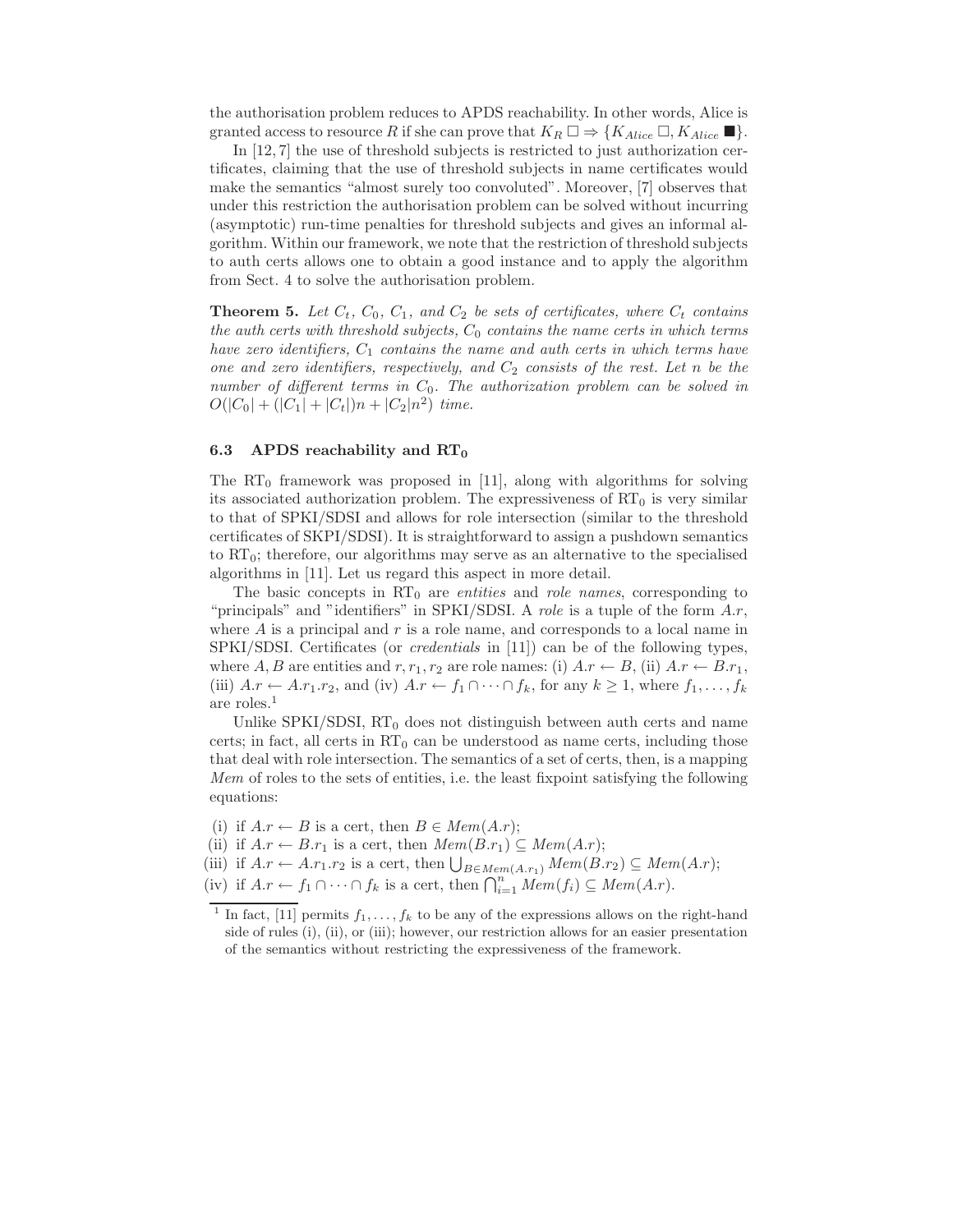the authorisation problem reduces to APDS reachability. In other words, Alice is granted access to resource $R$ if she can prove that $K_R \,\square \Rightarrow \{K_{Alice}\,\square, K_{Alice}\,\blacksquare\}$.

In [12, 7] the use of threshold subjects is restricted to just authorization certificates, claiming that the use of threshold subjects in name certificates would make the semantics "almost surely too convoluted". Moreover, [7] observes that under this restriction the authorisation problem can be solved without incurring (asymptotic) run-time penalties for threshold subjects and gives an informal algorithm. Within our framework, we note that the restriction of threshold subjects to auth certs allows one to obtain a good instance and to apply the algorithm from Sect. 4 to solve the authorisation problem.

**Theorem 5.** *Let $C_t$, $C_0$, $C_1$, and $C_2$ be sets of certificates, where $C_t$ contains the auth certs with threshold subjects, $C_0$ contains the name certs in which terms have zero identifiers, $C_1$ contains the name and auth certs in which terms have one and zero identifiers, respectively, and $C_2$ consists of the rest. Let $n$ be the number of different terms in $C_0$. The authorization problem can be solved in $O(|C_0| + (|C_1| + |C_t|)n + |C_2|n^2)$ time.*

### 6.3 APDS reachability and $\text{RT}_0$

The $\text{RT}_0$ framework was proposed in [11], along with algorithms for solving its associated authorization problem. The expressiveness of $\text{RT}_0$ is very similar to that of SPKI/SDSI and allows for role intersection (similar to the threshold certificates of SKPI/SDSI). It is straightforward to assign a pushdown semantics to $\text{RT}_0$; therefore, our algorithms may serve as an alternative to the specialised algorithms in [11]. Let us regard this aspect in more detail.

The basic concepts in $\text{RT}_0$ are *entities* and *role names*, corresponding to "principals" and "identifiers" in SPKI/SDSI. A *role* is a tuple of the form $A.r$, where $A$ is a principal and $r$ is a role name, and corresponds to a local name in SPKI/SDSI. Certificates (or *credentials* in [11]) can be of the following types, where $A, B$ are entities and $r, r_1, r_2$ are role names: (i) $A.r \leftarrow B$, (ii) $A.r \leftarrow B.r_1$, (iii) $A.r \leftarrow A.r_1.r_2$, and (iv) $A.r \leftarrow f_1 \cap \cdots \cap f_k$, for any $k \geq 1$, where $f_1, \ldots, f_k$ are roles.[1]

Unlike SPKI/SDSI, $\text{RT}_0$ does not distinguish between auth certs and name certs; in fact, all certs in $\text{RT}_0$ can be understood as name certs, including those that deal with role intersection. The semantics of a set of certs, then, is a mapping *Mem* of roles to the sets of entities, i.e. the least fixpoint satisfying the following equations:

(i) if $A.r \leftarrow B$ is a cert, then $B \in \mathit{Mem}(A.r)$;
(ii) if $A.r \leftarrow B.r_1$ is a cert, then $\mathit{Mem}(B.r_1) \subseteq \mathit{Mem}(A.r)$;
(iii) if $A.r \leftarrow A.r_1.r_2$ is a cert, then $\bigcup_{B \in \mathit{Mem}(A.r_1)} \mathit{Mem}(B.r_2) \subseteq \mathit{Mem}(A.r)$;
(iv) if $A.r \leftarrow f_1 \cap \cdots \cap f_k$ is a cert, then $\bigcap_{i=1}^{n} \mathit{Mem}(f_i) \subseteq \mathit{Mem}(A.r)$.

[1] In fact, [11] permits $f_1, \ldots, f_k$ to be any of the expressions allows on the right-hand side of rules (i), (ii), or (iii); however, our restriction allows for an easier presentation of the semantics without restricting the expressiveness of the framework.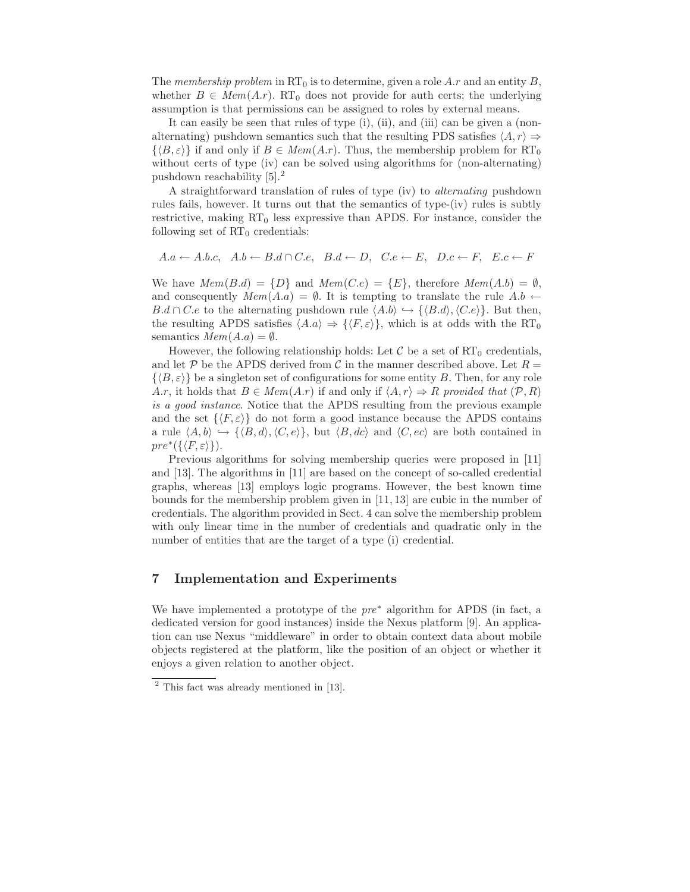The *membership problem* in $\mathrm{RT}_0$ is to determine, given a role $A.r$ and an entity $B$, whether $B \in \mathit{Mem}(A.r)$. $\mathrm{RT}_0$ does not provide for auth certs; the underlying assumption is that permissions can be assigned to roles by external means.

It can easily be seen that rules of type (i), (ii), and (iii) can be given a (non-alternating) pushdown semantics such that the resulting PDS satisfies $\langle A, r\rangle \Rightarrow \{\langle B, \varepsilon\rangle\}$ if and only if $B \in \mathit{Mem}(A.r)$. Thus, the membership problem for $\mathrm{RT}_0$ without certs of type (iv) can be solved using algorithms for (non-alternating) pushdown reachability [5].[2]

A straightforward translation of rules of type (iv) to *alternating* pushdown rules fails, however. It turns out that the semantics of type-(iv) rules is subtly restrictive, making $\mathrm{RT}_0$ less expressive than APDS. For instance, consider the following set of $\mathrm{RT}_0$ credentials:

$$A.a \leftarrow A.b.c, \quad A.b \leftarrow B.d \cap C.e, \quad B.d \leftarrow D, \quad C.e \leftarrow E, \quad D.c \leftarrow F, \quad E.c \leftarrow F$$

We have $\mathit{Mem}(B.d) = \{D\}$ and $\mathit{Mem}(C.e) = \{E\}$, therefore $\mathit{Mem}(A.b) = \emptyset$, and consequently $\mathit{Mem}(A.a) = \emptyset$. It is tempting to translate the rule $A.b \leftarrow B.d \cap C.e$ to the alternating pushdown rule $\langle A.b\rangle \hookrightarrow \{\langle B.d\rangle, \langle C.e\rangle\}$. But then, the resulting APDS satisfies $\langle A.a\rangle \Rightarrow \{\langle F, \varepsilon\rangle\}$, which is at odds with the $\mathrm{RT}_0$ semantics $\mathit{Mem}(A.a) = \emptyset$.

However, the following relationship holds: Let $\mathcal{C}$ be a set of $\mathrm{RT}_0$ credentials, and let $\mathcal{P}$ be the APDS derived from $\mathcal{C}$ in the manner described above. Let $R = \{\langle B, \varepsilon\rangle\}$ be a singleton set of configurations for some entity $B$. Then, for any role $A.r$, it holds that $B \in \mathit{Mem}(A.r)$ if and only if $\langle A, r\rangle \Rightarrow R$ *provided that* $(\mathcal{P}, R)$ *is a good instance*. Notice that the APDS resulting from the previous example and the set $\{\langle F, \varepsilon\rangle\}$ do not form a good instance because the APDS contains a rule $\langle A, b\rangle \hookrightarrow \{\langle B, d\rangle, \langle C, e\rangle\}$, but $\langle B, dc\rangle$ and $\langle C, ec\rangle$ are both contained in $\mathit{pre}^*(\{\langle F, \varepsilon\rangle\})$.

Previous algorithms for solving membership queries were proposed in [11] and [13]. The algorithms in [11] are based on the concept of so-called credential graphs, whereas [13] employs logic programs. However, the best known time bounds for the membership problem given in [11, 13] are cubic in the number of credentials. The algorithm provided in Sect. 4 can solve the membership problem with only linear time in the number of credentials and quadratic only in the number of entities that are the target of a type (i) credential.

## 7 Implementation and Experiments

We have implemented a prototype of the $\mathit{pre}^*$ algorithm for APDS (in fact, a dedicated version for good instances) inside the Nexus platform [9]. An application can use Nexus "middleware" in order to obtain context data about mobile objects registered at the platform, like the position of an object or whether it enjoys a given relation to another object.

[2] This fact was already mentioned in [13].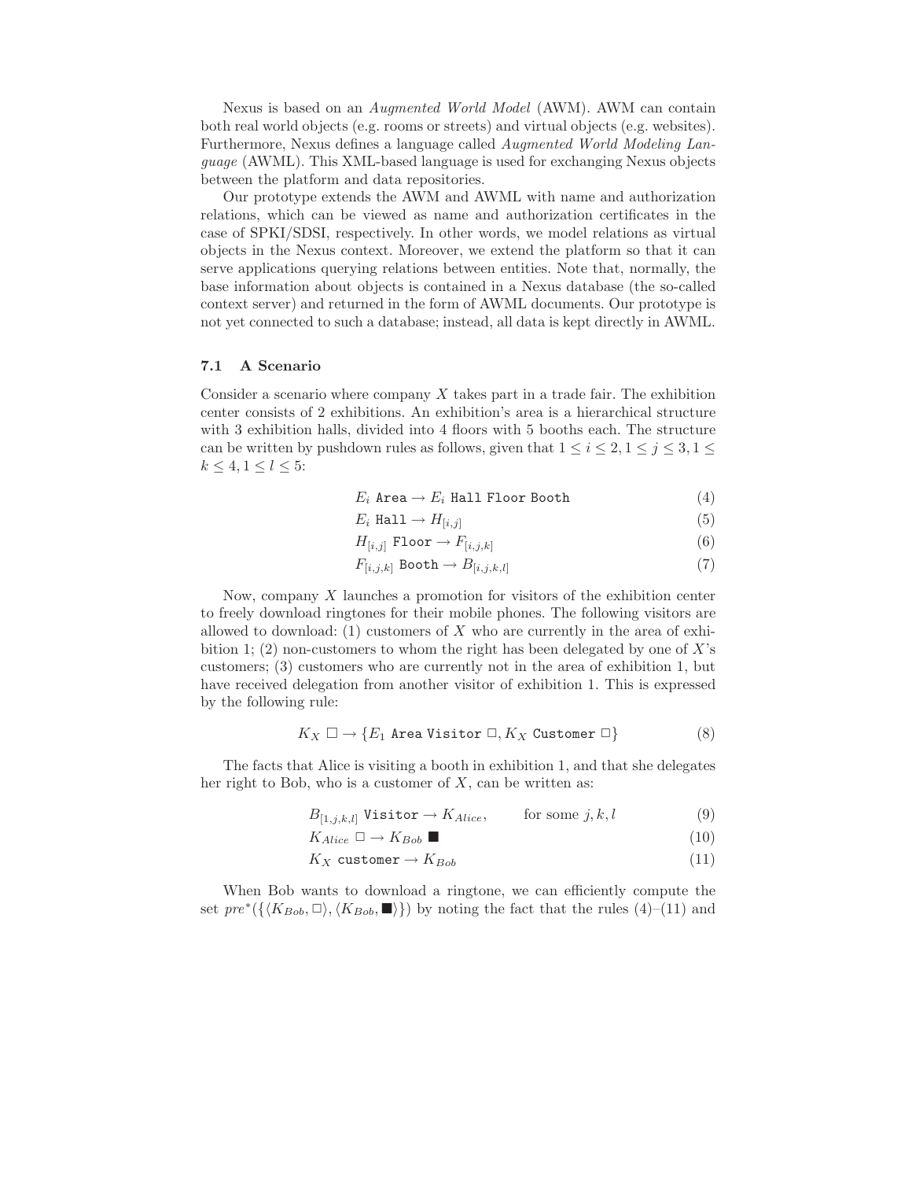Nexus is based on an *Augmented World Model* (AWM). AWM can contain both real world objects (e.g. rooms or streets) and virtual objects (e.g. websites). Furthermore, Nexus defines a language called *Augmented World Modeling Language* (AWML). This XML-based language is used for exchanging Nexus objects between the platform and data repositories.

Our prototype extends the AWM and AWML with name and authorization relations, which can be viewed as name and authorization certificates in the case of SPKI/SDSI, respectively. In other words, we model relations as virtual objects in the Nexus context. Moreover, we extend the platform so that it can serve applications querying relations between entities. Note that, normally, the base information about objects is contained in a Nexus database (the so-called context server) and returned in the form of AWML documents. Our prototype is not yet connected to such a database; instead, all data is kept directly in AWML.

### 7.1 A Scenario

Consider a scenario where company $X$ takes part in a trade fair. The exhibition center consists of 2 exhibitions. An exhibition's area is a hierarchical structure with 3 exhibition halls, divided into 4 floors with 5 booths each. The structure can be written by pushdown rules as follows, given that $1 \le i \le 2, 1 \le j \le 3, 1 \le k \le 4, 1 \le l \le 5$:

$$E_i \ \texttt{Area} \rightarrow E_i \ \texttt{Hall Floor Booth} \tag{4}$$

$$E_i \ \texttt{Hall} \rightarrow H_{[i,j]} \tag{5}$$

$$H_{[i,j]} \ \texttt{Floor} \rightarrow F_{[i,j,k]} \tag{6}$$

$$F_{[i,j,k]} \ \texttt{Booth} \rightarrow B_{[i,j,k,l]} \tag{7}$$

Now, company $X$ launches a promotion for visitors of the exhibition center to freely download ringtones for their mobile phones. The following visitors are allowed to download: (1) customers of $X$ who are currently in the area of exhibition 1; (2) non-customers to whom the right has been delegated by one of $X$'s customers; (3) customers who are currently not in the area of exhibition 1, but have received delegation from another visitor of exhibition 1. This is expressed by the following rule:

$$K_X \ \square \rightarrow \{E_1 \ \texttt{Area Visitor} \ \square, K_X \ \texttt{Customer} \ \square\} \tag{8}$$

The facts that Alice is visiting a booth in exhibition 1, and that she delegates her right to Bob, who is a customer of $X$, can be written as:

$$B_{[1,j,k,l]} \ \texttt{Visitor} \rightarrow K_{Alice}, \qquad \text{for some } j, k, l \tag{9}$$

$$K_{Alice} \ \square \rightarrow K_{Bob} \ \blacksquare \tag{10}$$

$$K_X \ \texttt{customer} \rightarrow K_{Bob} \tag{11}$$

When Bob wants to download a ringtone, we can efficiently compute the set $pre^*(\{\langle K_{Bob}, \square \rangle, \langle K_{Bob}, \blacksquare \rangle\})$ by noting the fact that the rules (4)–(11) and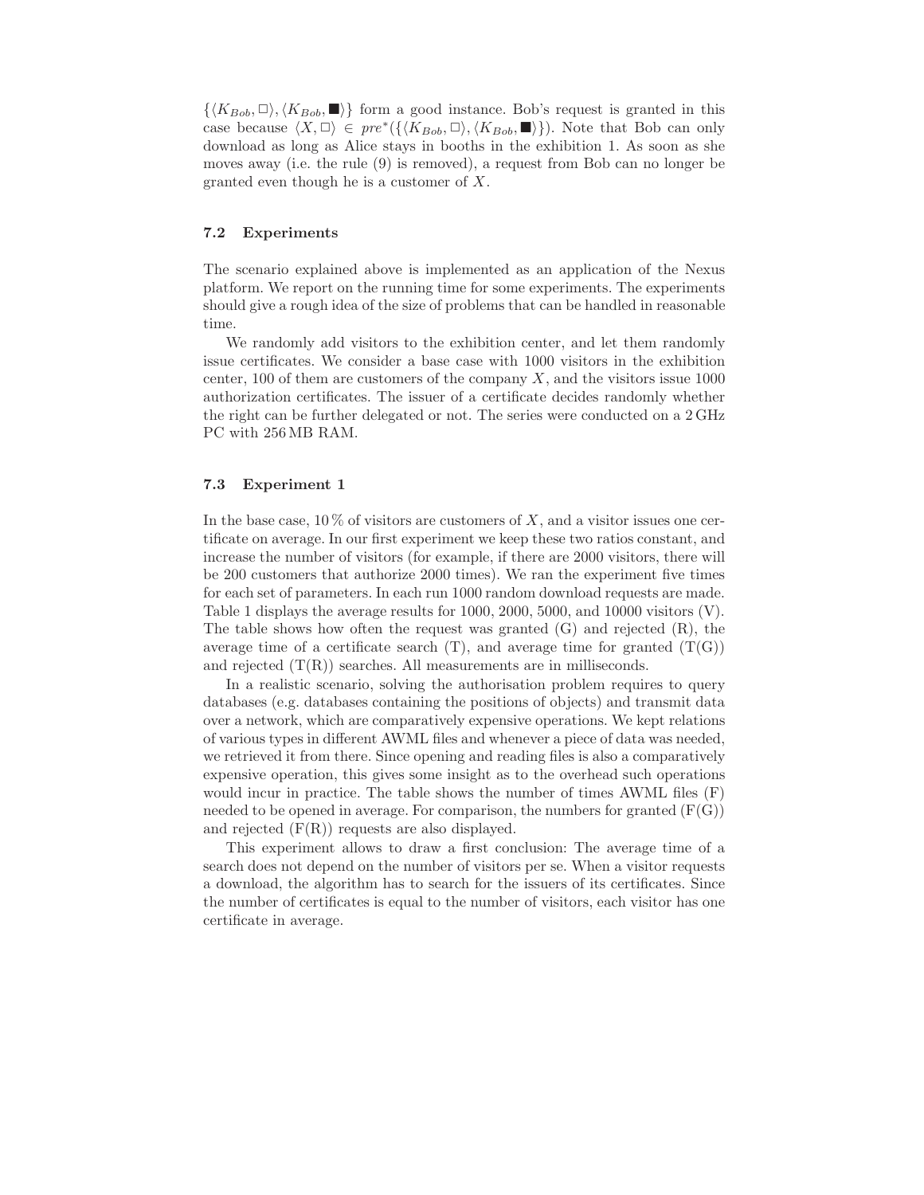$\{\langle K_{Bob}, \square \rangle, \langle K_{Bob}, \blacksquare \rangle\}$ form a good instance. Bob's request is granted in this case because $\langle X, \square \rangle \in pre^*(\{\langle K_{Bob}, \square \rangle, \langle K_{Bob}, \blacksquare \rangle\})$. Note that Bob can only download as long as Alice stays in booths in the exhibition 1. As soon as she moves away (i.e. the rule (9) is removed), a request from Bob can no longer be granted even though he is a customer of $X$.

### 7.2 Experiments

The scenario explained above is implemented as an application of the Nexus platform. We report on the running time for some experiments. The experiments should give a rough idea of the size of problems that can be handled in reasonable time.

We randomly add visitors to the exhibition center, and let them randomly issue certificates. We consider a base case with 1000 visitors in the exhibition center, 100 of them are customers of the company $X$, and the visitors issue 1000 authorization certificates. The issuer of a certificate decides randomly whether the right can be further delegated or not. The series were conducted on a 2 GHz PC with 256 MB RAM.

### 7.3 Experiment 1

In the base case, 10 % of visitors are customers of $X$, and a visitor issues one certificate on average. In our first experiment we keep these two ratios constant, and increase the number of visitors (for example, if there are 2000 visitors, there will be 200 customers that authorize 2000 times). We ran the experiment five times for each set of parameters. In each run 1000 random download requests are made. Table 1 displays the average results for 1000, 2000, 5000, and 10000 visitors (V). The table shows how often the request was granted (G) and rejected (R), the average time of a certificate search (T), and average time for granted (T(G)) and rejected (T(R)) searches. All measurements are in milliseconds.

In a realistic scenario, solving the authorisation problem requires to query databases (e.g. databases containing the positions of objects) and transmit data over a network, which are comparatively expensive operations. We kept relations of various types in different AWML files and whenever a piece of data was needed, we retrieved it from there. Since opening and reading files is also a comparatively expensive operation, this gives some insight as to the overhead such operations would incur in practice. The table shows the number of times AWML files (F) needed to be opened in average. For comparison, the numbers for granted (F(G)) and rejected (F(R)) requests are also displayed.

This experiment allows to draw a first conclusion: The average time of a search does not depend on the number of visitors per se. When a visitor requests a download, the algorithm has to search for the issuers of its certificates. Since the number of certificates is equal to the number of visitors, each visitor has one certificate in average.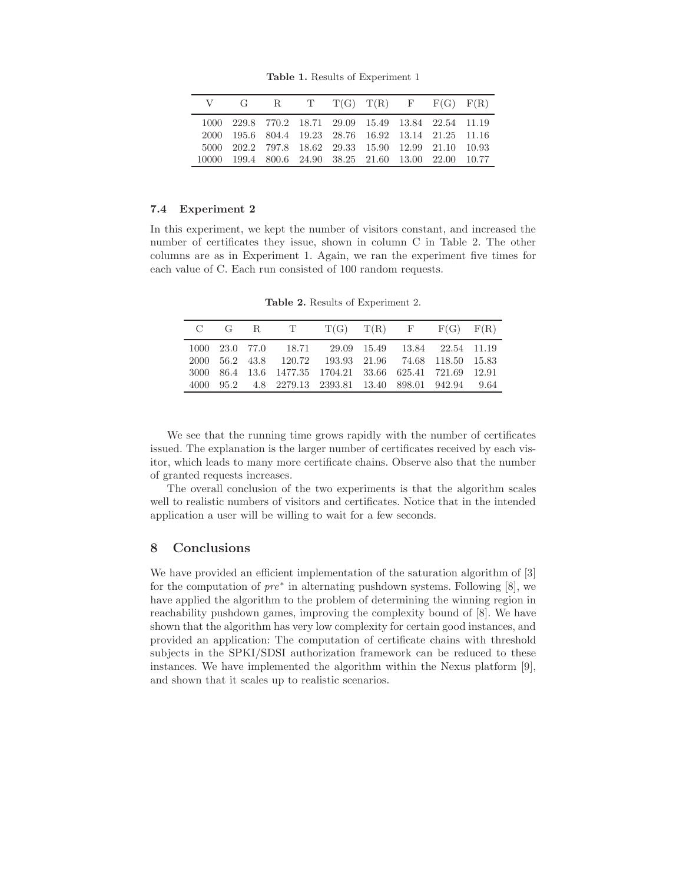**Table 1.** Results of Experiment 1

| V | G | R | T | T(G) | T(R) | F | F(G) | F(R) |
|---|---|---|---|---|---|---|---|---|
| 1000 | 229.8 | 770.2 | 18.71 | 29.09 | 15.49 | 13.84 | 22.54 | 11.19 |
| 2000 | 195.6 | 804.4 | 19.23 | 28.76 | 16.92 | 13.14 | 21.25 | 11.16 |
| 5000 | 202.2 | 797.8 | 18.62 | 29.33 | 15.90 | 12.99 | 21.10 | 10.93 |
| 10000 | 199.4 | 800.6 | 24.90 | 38.25 | 21.60 | 13.00 | 22.00 | 10.77 |

### 7.4 Experiment 2

In this experiment, we kept the number of visitors constant, and increased the number of certificates they issue, shown in column C in Table 2. The other columns are as in Experiment 1. Again, we ran the experiment five times for each value of C. Each run consisted of 100 random requests.

**Table 2.** Results of Experiment 2.

| C | G | R | T | T(G) | T(R) | F | F(G) | F(R) |
|---|---|---|---|---|---|---|---|---|
| 1000 | 23.0 | 77.0 | 18.71 | 29.09 | 15.49 | 13.84 | 22.54 | 11.19 |
| 2000 | 56.2 | 43.8 | 120.72 | 193.93 | 21.96 | 74.68 | 118.50 | 15.83 |
| 3000 | 86.4 | 13.6 | 1477.35 | 1704.21 | 33.66 | 625.41 | 721.69 | 12.91 |
| 4000 | 95.2 | 4.8 | 2279.13 | 2393.81 | 13.40 | 898.01 | 942.94 | 9.64 |

We see that the running time grows rapidly with the number of certificates issued. The explanation is the larger number of certificates received by each visitor, which leads to many more certificate chains. Observe also that the number of granted requests increases.

The overall conclusion of the two experiments is that the algorithm scales well to realistic numbers of visitors and certificates. Notice that in the intended application a user will be willing to wait for a few seconds.

## 8 Conclusions

We have provided an efficient implementation of the saturation algorithm of [3] for the computation of $pre^*$ in alternating pushdown systems. Following [8], we have applied the algorithm to the problem of determining the winning region in reachability pushdown games, improving the complexity bound of [8]. We have shown that the algorithm has very low complexity for certain good instances, and provided an application: The computation of certificate chains with threshold subjects in the SPKI/SDSI authorization framework can be reduced to these instances. We have implemented the algorithm within the Nexus platform [9], and shown that it scales up to realistic scenarios.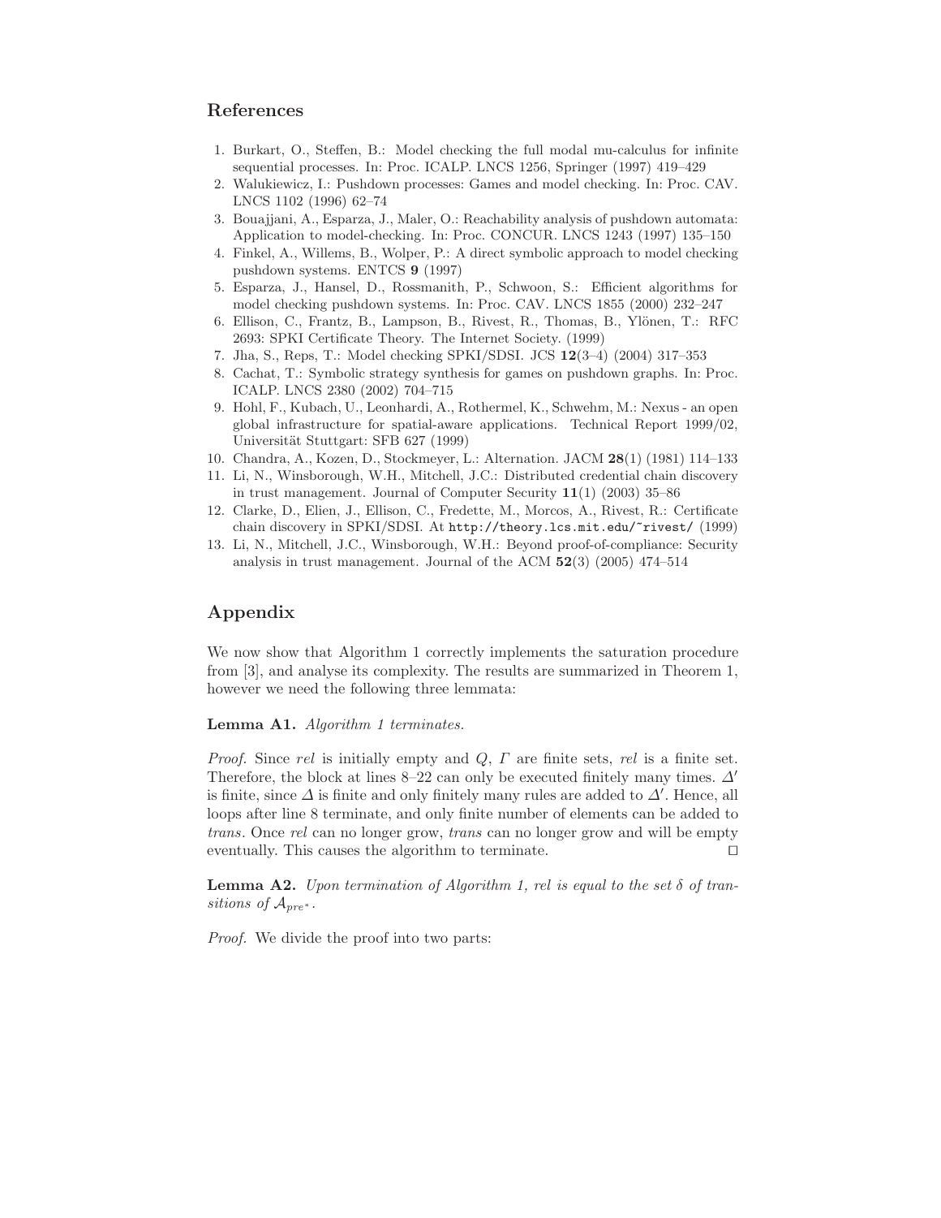## References

1. Burkart, O., Steffen, B.: Model checking the full modal mu-calculus for infinite sequential processes. In: Proc. ICALP. LNCS 1256, Springer (1997) 419–429
2. Walukiewicz, I.: Pushdown processes: Games and model checking. In: Proc. CAV. LNCS 1102 (1996) 62–74
3. Bouajjani, A., Esparza, J., Maler, O.: Reachability analysis of pushdown automata: Application to model-checking. In: Proc. CONCUR. LNCS 1243 (1997) 135–150
4. Finkel, A., Willems, B., Wolper, P.: A direct symbolic approach to model checking pushdown systems. ENTCS **9** (1997)
5. Esparza, J., Hansel, D., Rossmanith, P., Schwoon, S.: Efficient algorithms for model checking pushdown systems. In: Proc. CAV. LNCS 1855 (2000) 232–247
6. Ellison, C., Frantz, B., Lampson, B., Rivest, R., Thomas, B., Ylönen, T.: RFC 2693: SPKI Certificate Theory. The Internet Society. (1999)
7. Jha, S., Reps, T.: Model checking SPKI/SDSI. JCS **12**(3–4) (2004) 317–353
8. Cachat, T.: Symbolic strategy synthesis for games on pushdown graphs. In: Proc. ICALP. LNCS 2380 (2002) 704–715
9. Hohl, F., Kubach, U., Leonhardi, A., Rothermel, K., Schwehm, M.: Nexus - an open global infrastructure for spatial-aware applications. Technical Report 1999/02, Universität Stuttgart: SFB 627 (1999)
10. Chandra, A., Kozen, D., Stockmeyer, L.: Alternation. JACM **28**(1) (1981) 114–133
11. Li, N., Winsborough, W.H., Mitchell, J.C.: Distributed credential chain discovery in trust management. Journal of Computer Security **11**(1) (2003) 35–86
12. Clarke, D., Elien, J., Ellison, C., Fredette, M., Morcos, A., Rivest, R.: Certificate chain discovery in SPKI/SDSI. At `http://theory.lcs.mit.edu/~rivest/` (1999)
13. Li, N., Mitchell, J.C., Winsborough, W.H.: Beyond proof-of-compliance: Security analysis in trust management. Journal of the ACM **52**(3) (2005) 474–514

## Appendix

We now show that Algorithm 1 correctly implements the saturation procedure from [3], and analyse its complexity. The results are summarized in Theorem 1, however we need the following three lemmata:

**Lemma A1.** *Algorithm 1 terminates.*

*Proof.* Since *rel* is initially empty and $Q$, $\Gamma$ are finite sets, *rel* is a finite set. Therefore, the block at lines 8–22 can only be executed finitely many times. $\Delta'$ is finite, since $\Delta$ is finite and only finitely many rules are added to $\Delta'$. Hence, all loops after line 8 terminate, and only finite number of elements can be added to *trans*. Once *rel* can no longer grow, *trans* can no longer grow and will be empty eventually. This causes the algorithm to terminate. ◻

**Lemma A2.** *Upon termination of Algorithm 1, rel is equal to the set $\delta$ of transitions of $\mathcal{A}_{pre^*}$.*

*Proof.* We divide the proof into two parts: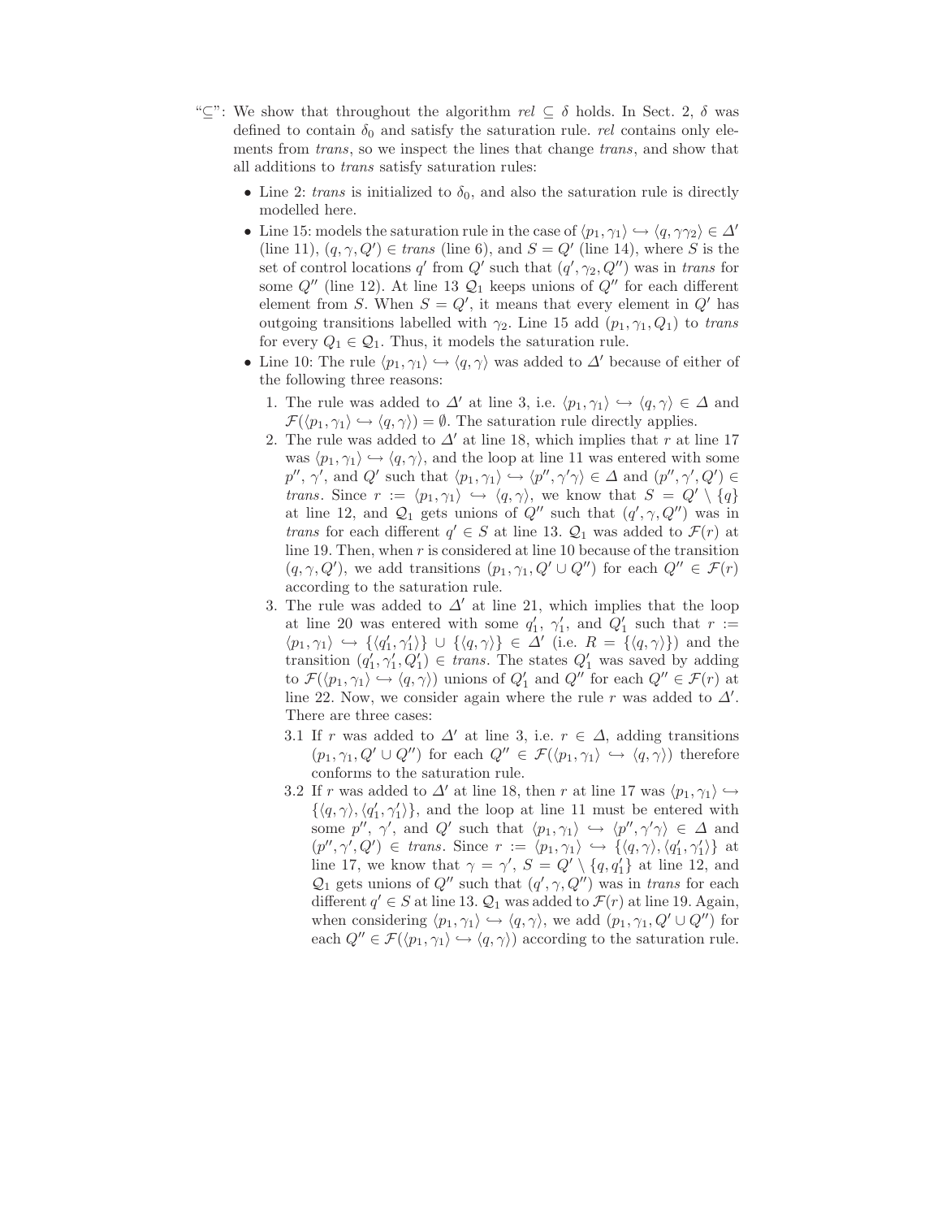"$\subseteq$": We show that throughout the algorithm *rel* $\subseteq \delta$ holds. In Sect. 2, $\delta$ was defined to contain $\delta_0$ and satisfy the saturation rule. *rel* contains only elements from *trans*, so we inspect the lines that change *trans*, and show that all additions to *trans* satisfy saturation rules:

- Line 2: *trans* is initialized to $\delta_0$, and also the saturation rule is directly modelled here.
- Line 15: models the saturation rule in the case of $\langle p_1, \gamma_1 \rangle \hookrightarrow \langle q, \gamma\gamma_2 \rangle \in \Delta'$ (line 11), $(q, \gamma, Q') \in$ *trans* (line 6), and $S = Q'$ (line 14), where $S$ is the set of control locations $q'$ from $Q'$ such that $(q', \gamma_2, Q'')$ was in *trans* for some $Q''$ (line 12). At line 13 $\mathcal{Q}_1$ keeps unions of $Q''$ for each different element from $S$. When $S = Q'$, it means that every element in $Q'$ has outgoing transitions labelled with $\gamma_2$. Line 15 add $(p_1, \gamma_1, Q_1)$ to *trans* for every $Q_1 \in \mathcal{Q}_1$. Thus, it models the saturation rule.
- Line 10: The rule $\langle p_1, \gamma_1 \rangle \hookrightarrow \langle q, \gamma \rangle$ was added to $\Delta'$ because of either of the following three reasons:
  1. The rule was added to $\Delta'$ at line 3, i.e. $\langle p_1, \gamma_1 \rangle \hookrightarrow \langle q, \gamma \rangle \in \Delta$ and $\mathcal{F}(\langle p_1, \gamma_1 \rangle \hookrightarrow \langle q, \gamma \rangle) = \emptyset$. The saturation rule directly applies.
  2. The rule was added to $\Delta'$ at line 18, which implies that $r$ at line 17 was $\langle p_1, \gamma_1 \rangle \hookrightarrow \langle q, \gamma \rangle$, and the loop at line 11 was entered with some $p''$, $\gamma'$, and $Q'$ such that $\langle p_1, \gamma_1 \rangle \hookrightarrow \langle p'', \gamma'\gamma \rangle \in \Delta$ and $(p'', \gamma', Q') \in$ *trans*. Since $r := \langle p_1, \gamma_1 \rangle \hookrightarrow \langle q, \gamma \rangle$, we know that $S = Q' \setminus \{q\}$ at line 12, and $\mathcal{Q}_1$ gets unions of $Q''$ such that $(q', \gamma, Q'')$ was in *trans* for each different $q' \in S$ at line 13. $\mathcal{Q}_1$ was added to $\mathcal{F}(r)$ at line 19. Then, when $r$ is considered at line 10 because of the transition $(q, \gamma, Q')$, we add transitions $(p_1, \gamma_1, Q' \cup Q'')$ for each $Q'' \in \mathcal{F}(r)$ according to the saturation rule.
  3. The rule was added to $\Delta'$ at line 21, which implies that the loop at line 20 was entered with some $q_1'$, $\gamma_1'$, and $Q_1'$ such that $r := \langle p_1, \gamma_1 \rangle \hookrightarrow \{\langle q_1', \gamma_1' \rangle\} \cup \{\langle q, \gamma \rangle\} \in \Delta'$ (i.e. $R = \{\langle q, \gamma \rangle\}$) and the transition $(q_1', \gamma_1', Q_1') \in$ *trans*. The states $Q_1'$ was saved by adding to $\mathcal{F}(\langle p_1, \gamma_1 \rangle \hookrightarrow \langle q, \gamma \rangle)$ unions of $Q_1'$ and $Q''$ for each $Q'' \in \mathcal{F}(r)$ at line 22. Now, we consider again where the rule $r$ was added to $\Delta'$. There are three cases:
     - 3.1 If $r$ was added to $\Delta'$ at line 3, i.e. $r \in \Delta$, adding transitions $(p_1, \gamma_1, Q' \cup Q'')$ for each $Q'' \in \mathcal{F}(\langle p_1, \gamma_1 \rangle \hookrightarrow \langle q, \gamma \rangle)$ therefore conforms to the saturation rule.
     - 3.2 If $r$ was added to $\Delta'$ at line 18, then $r$ at line 17 was $\langle p_1, \gamma_1 \rangle \hookrightarrow \{\langle q, \gamma \rangle, \langle q_1', \gamma_1' \rangle\}$, and the loop at line 11 must be entered with some $p''$, $\gamma'$, and $Q'$ such that $\langle p_1, \gamma_1 \rangle \hookrightarrow \langle p'', \gamma'\gamma \rangle \in \Delta$ and $(p'', \gamma', Q') \in$ *trans*. Since $r := \langle p_1, \gamma_1 \rangle \hookrightarrow \{\langle q, \gamma \rangle, \langle q_1', \gamma_1' \rangle\}$ at line 17, we know that $\gamma = \gamma'$, $S = Q' \setminus \{q, q_1'\}$ at line 12, and $\mathcal{Q}_1$ gets unions of $Q''$ such that $(q', \gamma, Q'')$ was in *trans* for each different $q' \in S$ at line 13. $\mathcal{Q}_1$ was added to $\mathcal{F}(r)$ at line 19. Again, when considering $\langle p_1, \gamma_1 \rangle \hookrightarrow \langle q, \gamma \rangle$, we add $(p_1, \gamma_1, Q' \cup Q'')$ for each $Q'' \in \mathcal{F}(\langle p_1, \gamma_1 \rangle \hookrightarrow \langle q, \gamma \rangle)$ according to the saturation rule.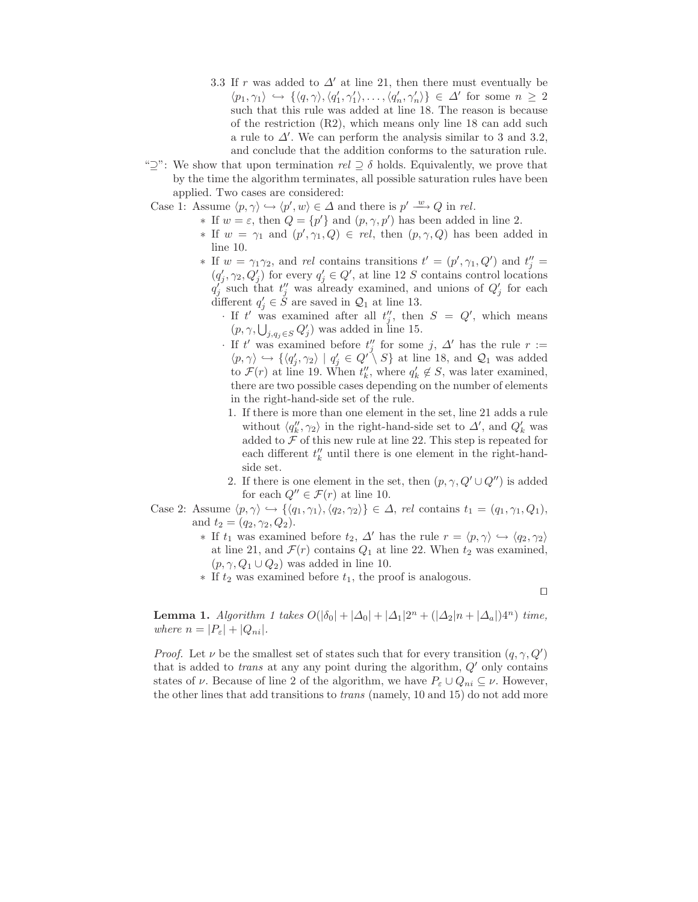3.3 If $r$ was added to $\Delta'$ at line 21, then there must eventually be $\langle p_1, \gamma_1 \rangle \hookrightarrow \{\langle q, \gamma \rangle, \langle q'_1, \gamma'_1 \rangle, \ldots, \langle q'_n, \gamma'_n \rangle\} \in \Delta'$ for some $n \geq 2$ such that this rule was added at line 18. The reason is because of the restriction (R2), which means only line 18 can add such a rule to $\Delta'$. We can perform the analysis similar to 3 and 3.2, and conclude that the addition conforms to the saturation rule.

"$\supseteq$": We show that upon termination $rel \supseteq \delta$ holds. Equivalently, we prove that by the time the algorithm terminates, all possible saturation rules have been applied. Two cases are considered:

Case 1: Assume $\langle p, \gamma \rangle \hookrightarrow \langle p', w \rangle \in \Delta$ and there is $p' \xrightarrow{w} Q$ in $rel$.

- If $w = \varepsilon$, then $Q = \{p'\}$ and $(p, \gamma, p')$ has been added in line 2.
- If $w = \gamma_1$ and $(p', \gamma_1, Q) \in rel$, then $(p, \gamma, Q)$ has been added in line 10.
- If $w = \gamma_1 \gamma_2$, and $rel$ contains transitions $t' = (p', \gamma_1, Q')$ and $t''_j = (q'_j, \gamma_2, Q'_j)$ for every $q'_j \in Q'$, at line 12 $S$ contains control locations $q'_j$ such that $t''_j$ was already examined, and unions of $Q'_j$ for each different $q'_j \in S$ are saved in $\mathcal{Q}_1$ at line 13.
  - If $t'$ was examined after all $t''_j$, then $S = Q'$, which means $(p, \gamma, \bigcup_{j, q_j \in S} Q'_j)$ was added in line 15.
  - If $t'$ was examined before $t''_j$ for some $j$, $\Delta'$ has the rule $r := \langle p, \gamma \rangle \hookrightarrow \{\langle q'_j, \gamma_2 \rangle \mid q'_j \in Q' \setminus S\}$ at line 18, and $\mathcal{Q}_1$ was added to $\mathcal{F}(r)$ at line 19. When $t''_k$, where $q'_k \notin S$, was later examined, there are two possible cases depending on the number of elements in the right-hand-side set of the rule.
    1. If there is more than one element in the set, line 21 adds a rule without $\langle q''_k, \gamma_2 \rangle$ in the right-hand-side set to $\Delta'$, and $Q'_k$ was added to $\mathcal{F}$ of this new rule at line 22. This step is repeated for each different $t''_k$ until there is one element in the right-hand-side set.
    2. If there is one element in the set, then $(p, \gamma, Q' \cup Q'')$ is added for each $Q'' \in \mathcal{F}(r)$ at line 10.

Case 2: Assume $\langle p, \gamma \rangle \hookrightarrow \{\langle q_1, \gamma_1 \rangle, \langle q_2, \gamma_2 \rangle\} \in \Delta$, $rel$ contains $t_1 = (q_1, \gamma_1, Q_1)$, and $t_2 = (q_2, \gamma_2, Q_2)$.

- If $t_1$ was examined before $t_2$, $\Delta'$ has the rule $r = \langle p, \gamma \rangle \hookrightarrow \langle q_2, \gamma_2 \rangle$ at line 21, and $\mathcal{F}(r)$ contains $Q_1$ at line 22. When $t_2$ was examined, $(p, \gamma, Q_1 \cup Q_2)$ was added in line 10.
- If $t_2$ was examined before $t_1$, the proof is analogous.

$\square$

**Lemma 1.** *Algorithm 1 takes $O(|\delta_0| + |\Delta_0| + |\Delta_1| 2^n + (|\Delta_2| n + |\Delta_a|) 4^n)$ time, where $n = |P_\varepsilon| + |Q_{ni}|$.*

*Proof.* Let $\nu$ be the smallest set of states such that for every transition $(q, \gamma, Q')$ that is added to *trans* at any any point during the algorithm, $Q'$ only contains states of $\nu$. Because of line 2 of the algorithm, we have $P_\varepsilon \cup Q_{ni} \subseteq \nu$. However, the other lines that add transitions to *trans* (namely, 10 and 15) do not add more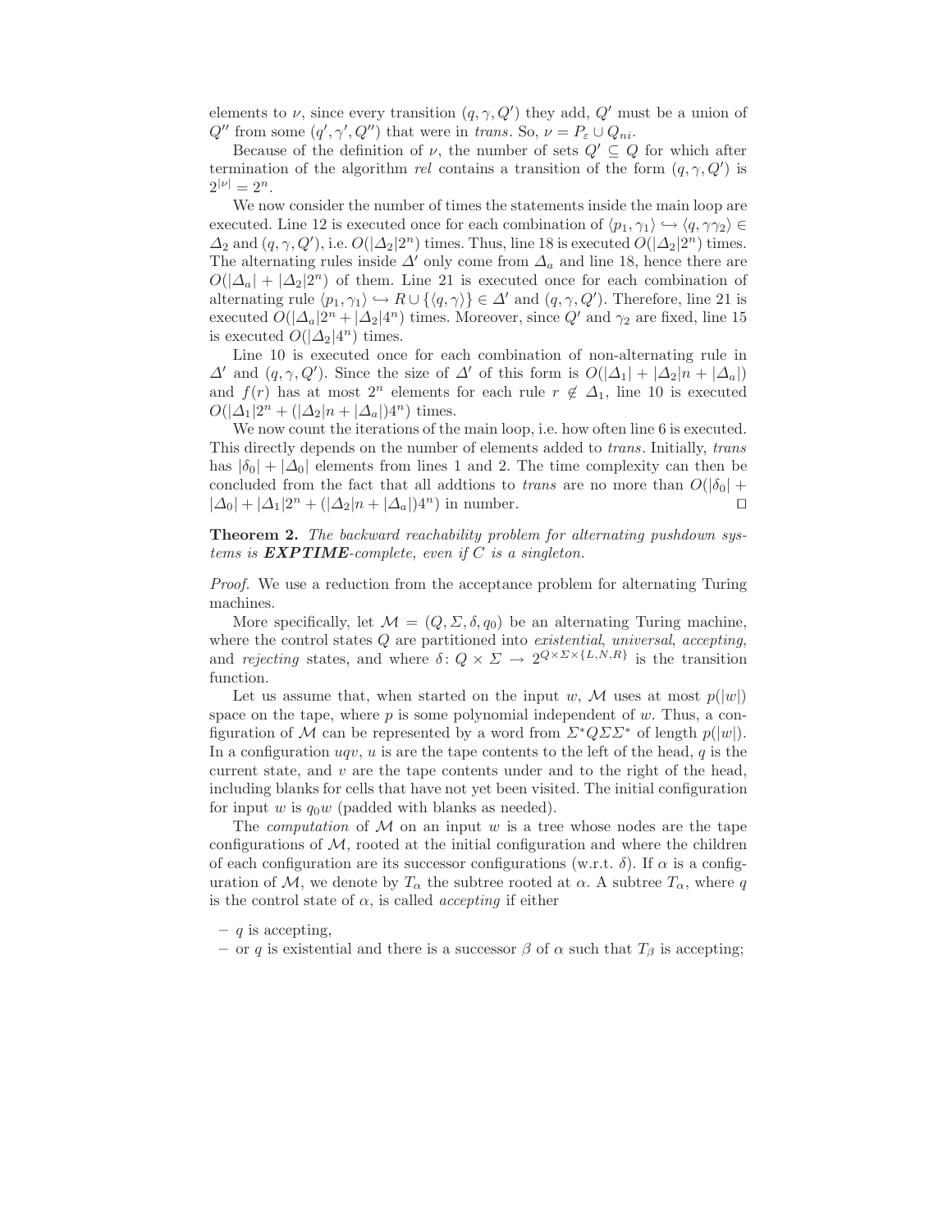elements to $\nu$, since every transition $(q, \gamma, Q')$ they add, $Q'$ must be a union of $Q''$ from some $(q', \gamma', Q'')$ that were in *trans*. So, $\nu = P_\varepsilon \cup Q_{ni}$.

Because of the definition of $\nu$, the number of sets $Q' \subseteq Q$ for which after termination of the algorithm *rel* contains a transition of the form $(q, \gamma, Q')$ is $2^{|\nu|} = 2^n$.

We now consider the number of times the statements inside the main loop are executed. Line 12 is executed once for each combination of $\langle p_1, \gamma_1 \rangle \hookrightarrow \langle q, \gamma\gamma_2 \rangle \in \Delta_2$ and $(q, \gamma, Q')$, i.e. $O(|\Delta_2|2^n)$ times. Thus, line 18 is executed $O(|\Delta_2|2^n)$ times. The alternating rules inside $\Delta'$ only come from $\Delta_a$ and line 18, hence there are $O(|\Delta_a| + |\Delta_2|2^n)$ of them. Line 21 is executed once for each combination of alternating rule $\langle p_1, \gamma_1 \rangle \hookrightarrow R \cup \{\langle q, \gamma \rangle\} \in \Delta'$ and $(q, \gamma, Q')$. Therefore, line 21 is executed $O(|\Delta_a|2^n + |\Delta_2|4^n)$ times. Moreover, since $Q'$ and $\gamma_2$ are fixed, line 15 is executed $O(|\Delta_2|4^n)$ times.

Line 10 is executed once for each combination of non-alternating rule in $\Delta'$ and $(q, \gamma, Q')$. Since the size of $\Delta'$ of this form is $O(|\Delta_1| + |\Delta_2|n + |\Delta_a|)$ and $f(r)$ has at most $2^n$ elements for each rule $r \notin \Delta_1$, line 10 is executed $O(|\Delta_1|2^n + (|\Delta_2|n + |\Delta_a|)4^n)$ times.

We now count the iterations of the main loop, i.e. how often line 6 is executed. This directly depends on the number of elements added to *trans*. Initially, *trans* has $|\delta_0| + |\Delta_0|$ elements from lines 1 and 2. The time complexity can then be concluded from the fact that all addtions to *trans* are no more than $O(|\delta_0| + |\Delta_0| + |\Delta_1|2^n + (|\Delta_2|n + |\Delta_a|)4^n)$ in number. ◻

**Theorem 2.** *The backward reachability problem for alternating pushdown systems is **EXPTIME**-complete, even if $C$ is a singleton.*

*Proof.* We use a reduction from the acceptance problem for alternating Turing machines.

More specifically, let $\mathcal{M} = (Q, \Sigma, \delta, q_0)$ be an alternating Turing machine, where the control states $Q$ are partitioned into *existential*, *universal*, *accepting*, and *rejecting* states, and where $\delta \colon Q \times \Sigma \to 2^{Q \times \Sigma \times \{L,N,R\}}$ is the transition function.

Let us assume that, when started on the input $w$, $\mathcal{M}$ uses at most $p(|w|)$ space on the tape, where $p$ is some polynomial independent of $w$. Thus, a configuration of $\mathcal{M}$ can be represented by a word from $\Sigma^* Q \Sigma \Sigma^*$ of length $p(|w|)$. In a configuration $uqv$, $u$ is are the tape contents to the left of the head, $q$ is the current state, and $v$ are the tape contents under and to the right of the head, including blanks for cells that have not yet been visited. The initial configuration for input $w$ is $q_0 w$ (padded with blanks as needed).

The *computation* of $\mathcal{M}$ on an input $w$ is a tree whose nodes are the tape configurations of $\mathcal{M}$, rooted at the initial configuration and where the children of each configuration are its successor configurations (w.r.t. $\delta$). If $\alpha$ is a configuration of $\mathcal{M}$, we denote by $T_\alpha$ the subtree rooted at $\alpha$. A subtree $T_\alpha$, where $q$ is the control state of $\alpha$, is called *accepting* if either

- $q$ is accepting,
- or $q$ is existential and there is a successor $\beta$ of $\alpha$ such that $T_\beta$ is accepting;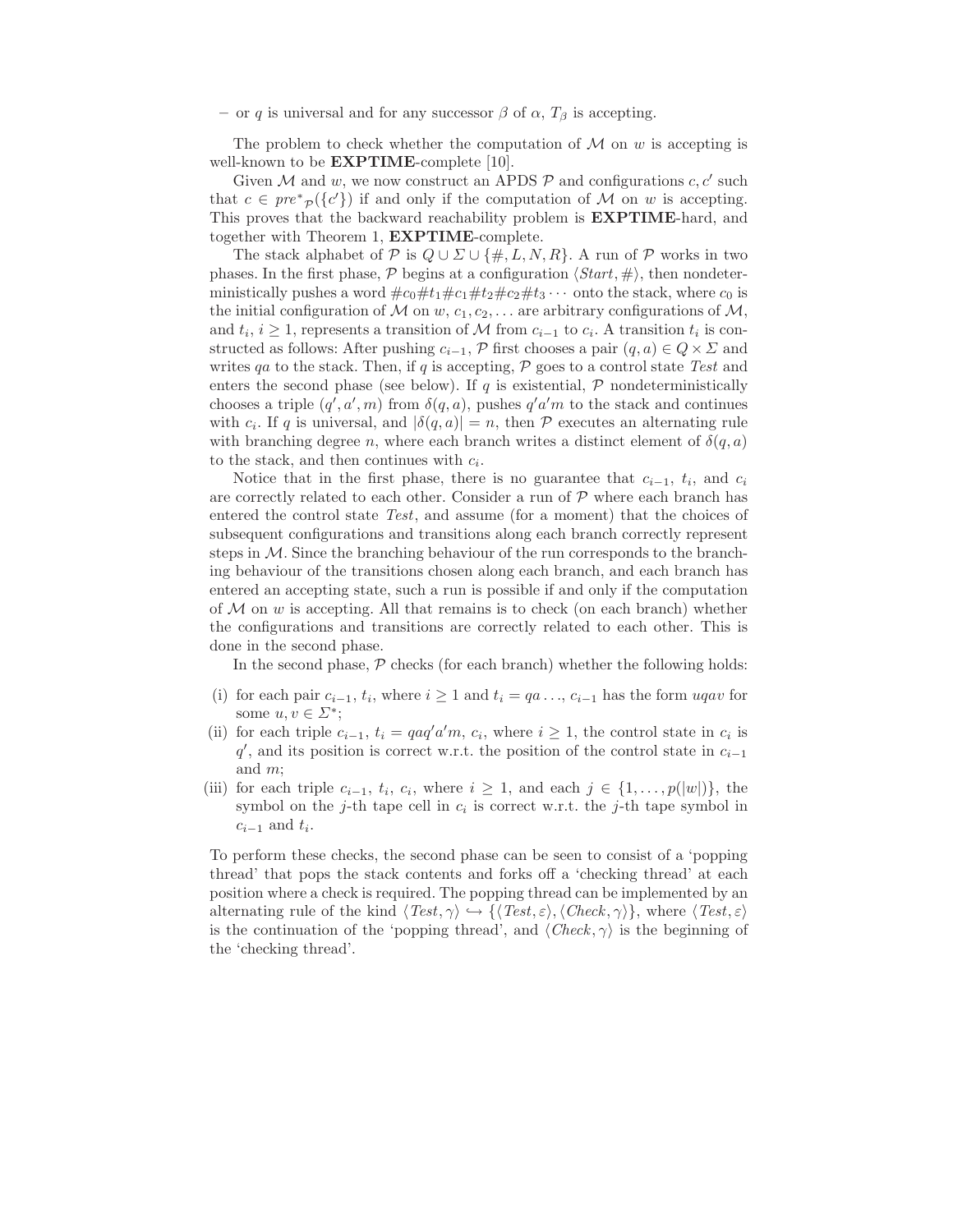– or $q$ is universal and for any successor $\beta$ of $\alpha$, $T_\beta$ is accepting.

The problem to check whether the computation of $\mathcal{M}$ on $w$ is accepting is well-known to be **EXPTIME**-complete [10].

Given $\mathcal{M}$ and $w$, we now construct an APDS $\mathcal{P}$ and configurations $c, c'$ such that $c \in pre^*_{\mathcal{P}}(\{c'\})$ if and only if the computation of $\mathcal{M}$ on $w$ is accepting. This proves that the backward reachability problem is **EXPTIME**-hard, and together with Theorem 1, **EXPTIME**-complete.

The stack alphabet of $\mathcal{P}$ is $Q \cup \Sigma \cup \{\#, L, N, R\}$. A run of $\mathcal{P}$ works in two phases. In the first phase, $\mathcal{P}$ begins at a configuration $\langle Start, \# \rangle$, then nondeterministically pushes a word $\#c_0\#t_1\#c_1\#t_2\#c_2\#t_3 \cdots$ onto the stack, where $c_0$ is the initial configuration of $\mathcal{M}$ on $w$, $c_1, c_2, \ldots$ are arbitrary configurations of $\mathcal{M}$, and $t_i$, $i \geq 1$, represents a transition of $\mathcal{M}$ from $c_{i-1}$ to $c_i$. A transition $t_i$ is constructed as follows: After pushing $c_{i-1}$, $\mathcal{P}$ first chooses a pair $(q, a) \in Q \times \Sigma$ and writes $qa$ to the stack. Then, if $q$ is accepting, $\mathcal{P}$ goes to a control state *Test* and enters the second phase (see below). If $q$ is existential, $\mathcal{P}$ nondeterministically chooses a triple $(q', a', m)$ from $\delta(q, a)$, pushes $q'a'm$ to the stack and continues with $c_i$. If $q$ is universal, and $|\delta(q, a)| = n$, then $\mathcal{P}$ executes an alternating rule with branching degree $n$, where each branch writes a distinct element of $\delta(q, a)$ to the stack, and then continues with $c_i$.

Notice that in the first phase, there is no guarantee that $c_{i-1}$, $t_i$, and $c_i$ are correctly related to each other. Consider a run of $\mathcal{P}$ where each branch has entered the control state *Test*, and assume (for a moment) that the choices of subsequent configurations and transitions along each branch correctly represent steps in $\mathcal{M}$. Since the branching behaviour of the run corresponds to the branching behaviour of the transitions chosen along each branch, and each branch has entered an accepting state, such a run is possible if and only if the computation of $\mathcal{M}$ on $w$ is accepting. All that remains is to check (on each branch) whether the configurations and transitions are correctly related to each other. This is done in the second phase.

In the second phase, $\mathcal{P}$ checks (for each branch) whether the following holds:

(i) for each pair $c_{i-1}$, $t_i$, where $i \geq 1$ and $t_i = qa\ldots$, $c_{i-1}$ has the form $uqav$ for some $u, v \in \Sigma^*$;

(ii) for each triple $c_{i-1}$, $t_i = qaq'a'm$, $c_i$, where $i \geq 1$, the control state in $c_i$ is $q'$, and its position is correct w.r.t. the position of the control state in $c_{i-1}$ and $m$;

(iii) for each triple $c_{i-1}$, $t_i$, $c_i$, where $i \geq 1$, and each $j \in \{1, \ldots, p(|w|)\}$, the symbol on the $j$-th tape cell in $c_i$ is correct w.r.t. the $j$-th tape symbol in $c_{i-1}$ and $t_i$.

To perform these checks, the second phase can be seen to consist of a 'popping thread' that pops the stack contents and forks off a 'checking thread' at each position where a check is required. The popping thread can be implemented by an alternating rule of the kind $\langle Test, \gamma \rangle \hookrightarrow \{\langle Test, \varepsilon \rangle, \langle Check, \gamma \rangle\}$, where $\langle Test, \varepsilon \rangle$ is the continuation of the 'popping thread', and $\langle Check, \gamma \rangle$ is the beginning of the 'checking thread'.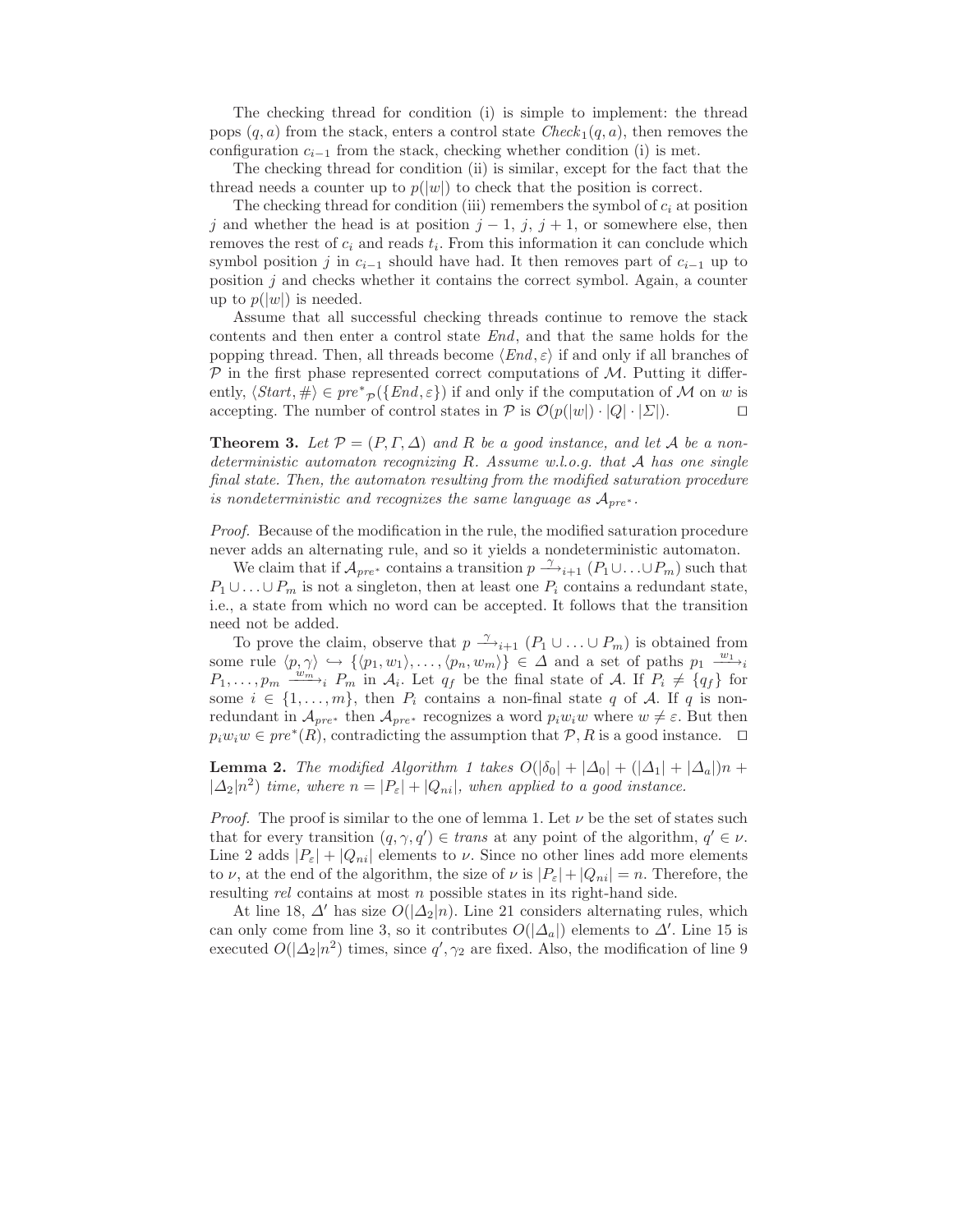The checking thread for condition (i) is simple to implement: the thread pops $(q, a)$ from the stack, enters a control state $\mathit{Check}_1(q, a)$, then removes the configuration $c_{i-1}$ from the stack, checking whether condition (i) is met.

The checking thread for condition (ii) is similar, except for the fact that the thread needs a counter up to $p(|w|)$ to check that the position is correct.

The checking thread for condition (iii) remembers the symbol of $c_i$ at position $j$ and whether the head is at position $j-1$, $j$, $j+1$, or somewhere else, then removes the rest of $c_i$ and reads $t_i$. From this information it can conclude which symbol position $j$ in $c_{i-1}$ should have had. It then removes part of $c_{i-1}$ up to position $j$ and checks whether it contains the correct symbol. Again, a counter up to $p(|w|)$ is needed.

Assume that all successful checking threads continue to remove the stack contents and then enter a control state $\mathit{End}$, and that the same holds for the popping thread. Then, all threads become $\langle \mathit{End}, \varepsilon \rangle$ if and only if all branches of $\mathcal{P}$ in the first phase represented correct computations of $\mathcal{M}$. Putting it differently, $\langle \mathit{Start}, \# \rangle \in \mathit{pre}^*_{\mathcal{P}}(\{\mathit{End}, \varepsilon\})$ if and only if the computation of $\mathcal{M}$ on $w$ is accepting. The number of control states in $\mathcal{P}$ is $\mathcal{O}(p(|w|) \cdot |Q| \cdot |\Sigma|)$. ◻

**Theorem 3.** *Let $\mathcal{P} = (P, \Gamma, \Delta)$ and $R$ be a good instance, and let $\mathcal{A}$ be a nondeterministic automaton recognizing $R$. Assume w.l.o.g. that $\mathcal{A}$ has one single final state. Then, the automaton resulting from the modified saturation procedure is nondeterministic and recognizes the same language as $\mathcal{A}_{pre^*}$.*

*Proof.* Because of the modification in the rule, the modified saturation procedure never adds an alternating rule, and so it yields a nondeterministic automaton.

We claim that if $\mathcal{A}_{pre^*}$ contains a transition $p \xrightarrow{\gamma}_{i+1} (P_1 \cup \ldots \cup P_m)$ such that $P_1 \cup \ldots \cup P_m$ is not a singleton, then at least one $P_i$ contains a redundant state, i.e., a state from which no word can be accepted. It follows that the transition need not be added.

To prove the claim, observe that $p \xrightarrow{\gamma}_{i+1} (P_1 \cup \ldots \cup P_m)$ is obtained from some rule $\langle p, \gamma \rangle \hookrightarrow \{\langle p_1, w_1 \rangle, \ldots, \langle p_n, w_m \rangle\} \in \Delta$ and a set of paths $p_1 \xrightarrow{w_1}_i P_1, \ldots, p_m \xrightarrow{w_m}_i P_m$ in $\mathcal{A}_i$. Let $q_f$ be the final state of $\mathcal{A}$. If $P_i \neq \{q_f\}$ for some $i \in \{1, \ldots, m\}$, then $P_i$ contains a non-final state $q$ of $\mathcal{A}$. If $q$ is non-redundant in $\mathcal{A}_{pre^*}$ then $\mathcal{A}_{pre^*}$ recognizes a word $p_i w_i w$ where $w \neq \varepsilon$. But then $p_i w_i w \in \mathit{pre}^*(R)$, contradicting the assumption that $\mathcal{P}, R$ is a good instance. ◻

**Lemma 2.** *The modified Algorithm 1 takes $O(|\delta_0| + |\Delta_0| + (|\Delta_1| + |\Delta_a|)n + |\Delta_2|n^2)$ time, where $n = |P_\varepsilon| + |Q_{ni}|$, when applied to a good instance.*

*Proof.* The proof is similar to the one of lemma 1. Let $\nu$ be the set of states such that for every transition $(q, \gamma, q') \in \mathit{trans}$ at any point of the algorithm, $q' \in \nu$. Line 2 adds $|P_\varepsilon| + |Q_{ni}|$ elements to $\nu$. Since no other lines add more elements to $\nu$, at the end of the algorithm, the size of $\nu$ is $|P_\varepsilon| + |Q_{ni}| = n$. Therefore, the resulting $\mathit{rel}$ contains at most $n$ possible states in its right-hand side.

At line 18, $\Delta'$ has size $O(|\Delta_2|n)$. Line 21 considers alternating rules, which can only come from line 3, so it contributes $O(|\Delta_a|)$ elements to $\Delta'$. Line 15 is executed $O(|\Delta_2|n^2)$ times, since $q', \gamma_2$ are fixed. Also, the modification of line 9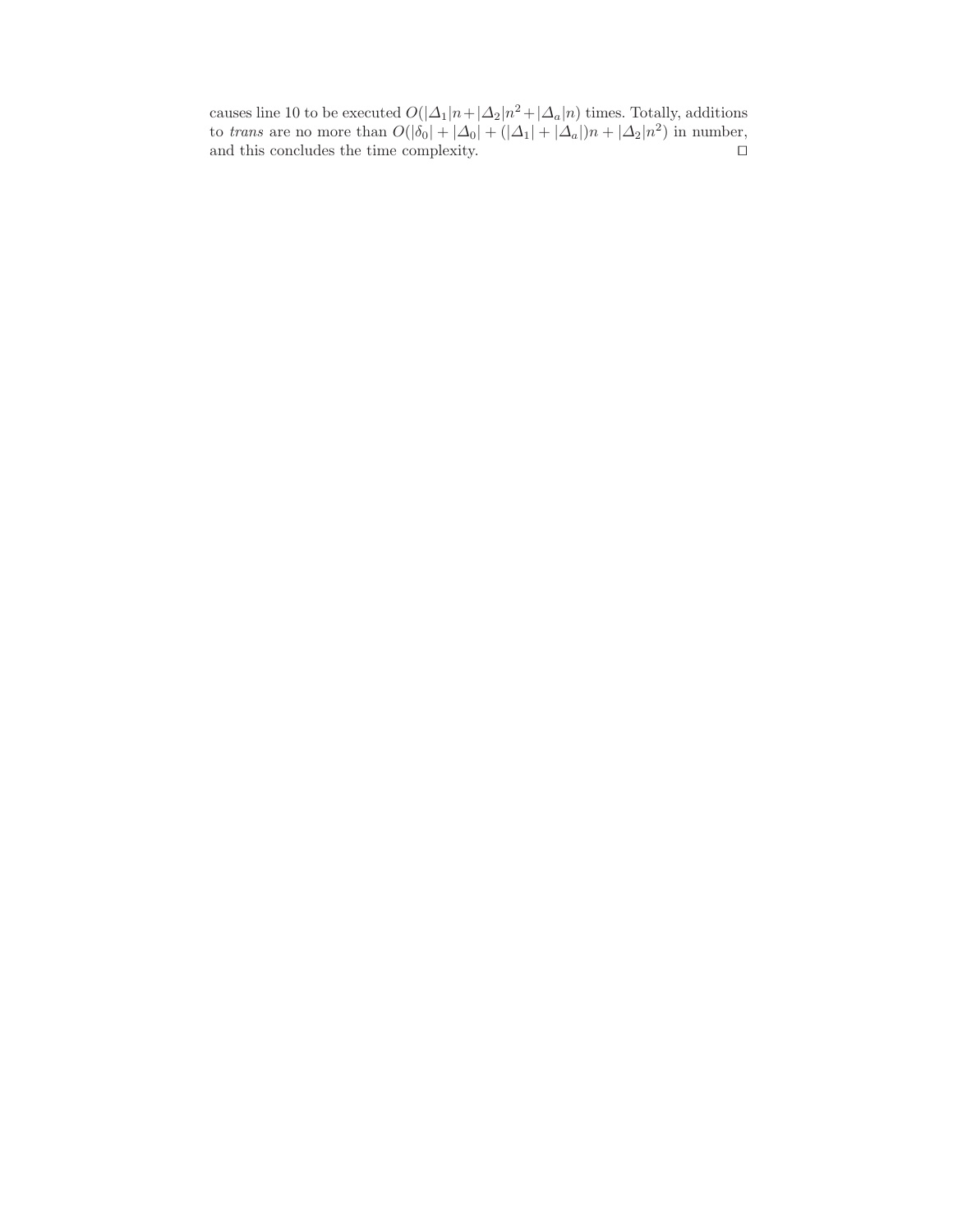causes line 10 to be executed $O(|\varDelta_1|n+|\varDelta_2|n^2+|\varDelta_a|n)$ times. Totally, additions to *trans* are no more than $O(|\delta_0| + |\varDelta_0| + (|\varDelta_1| + |\varDelta_a|)n + |\varDelta_2|n^2)$ in number, and this concludes the time complexity. □